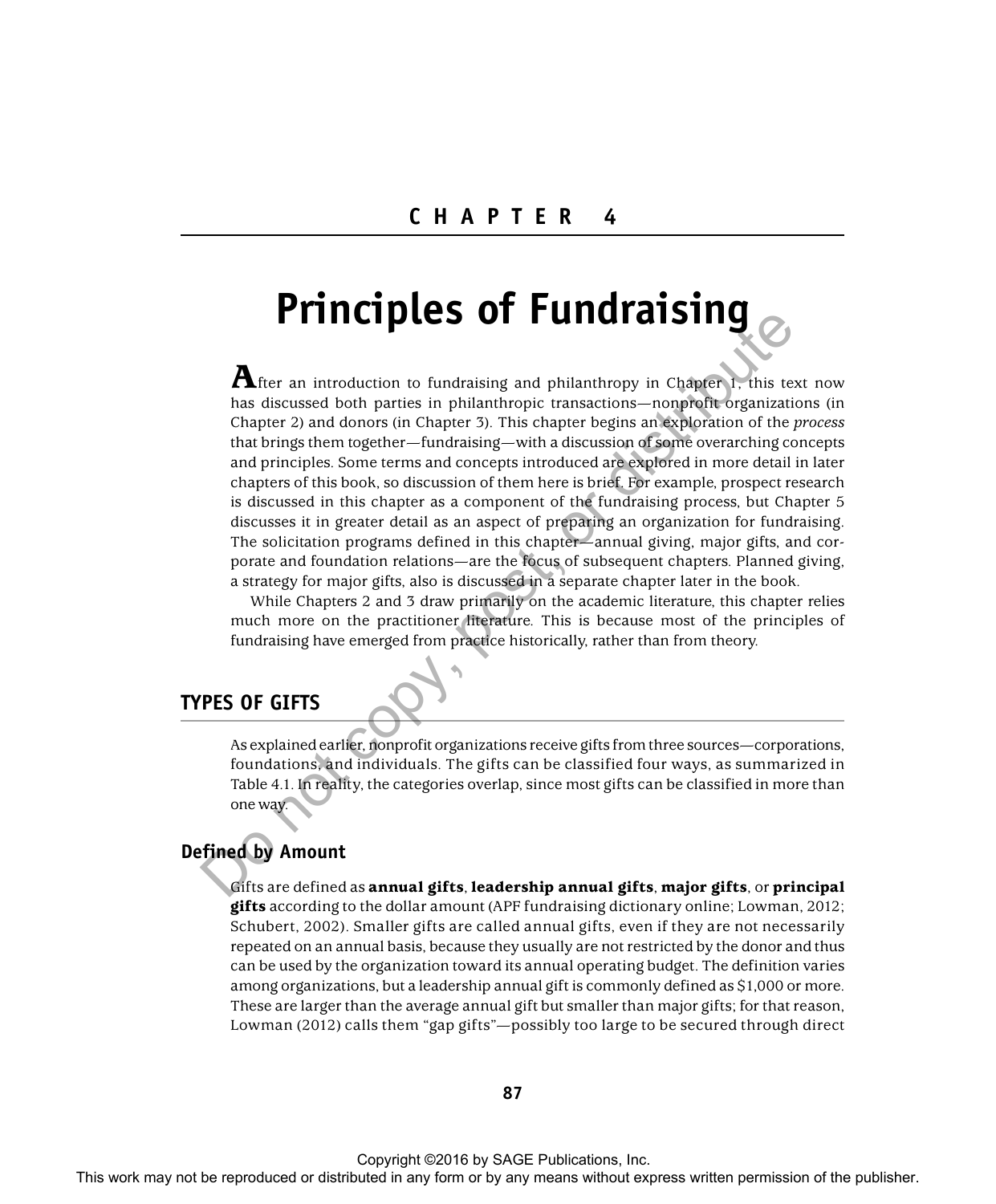# CHAPTER 4

# Principles of Fundraising

After an introduction to fundraising and philanthropy in Chapter 1, this text now has discussed both parties in philanthropic transactions—nonprofit organizations (in Chapter 2) and donors (in Chapter 3). This chapter begins an exploration of the *process* that brings them together—fundraising—with a discussion of some overarching concepts and principles. Some terms and concepts introduced are explored in more detail in later chapters of this book, so discussion of them here is brief. For example, prospect research is discussed in this chapter as a component of the fundraising process, but Chapter 5 discusses it in greater detail as an aspect of preparing an organization for fundraising. The solicitation programs defined in this chapter—annual giving, major gifts, and corporate and foundation relations—are the focus of subsequent chapters. Planned giving, a strategy for major gifts, also is discussed in a separate chapter later in the book.

While Chapters 2 and 3 draw primarily on the academic literature, this chapter relies much more on the practitioner literature. This is because most of the principles of fundraising have emerged from practice historically, rather than from theory.

## TYPES OF GIFTS

As explained earlier, nonprofit organizations receive gifts from three sources—corporations, foundations, and individuals. The gifts can be classified four ways, as summarized in Table 4.1. In reality, the categories overlap, since most gifts can be classified in more than one way.

### Defined by Amount

Gifts are defined as **annual gifts**, **leadership annual gifts**, **major gifts**, or **principal gifts** according to the dollar amount (APF fundraising dictionary online; Lowman, 2012; Schubert, 2002). Smaller gifts are called annual gifts, even if they are not necessarily repeated on an annual basis, because they usually are not restricted by the donor and thus can be used by the organization toward its annual operating budget. The definition varies among organizations, but a leadership annual gift is commonly defined as $1,000 or more. These are larger than the average annual gift but smaller than major gifts; for that reason, Lowman (2012) calls them "gap gifts"—possibly too large to be secured through direct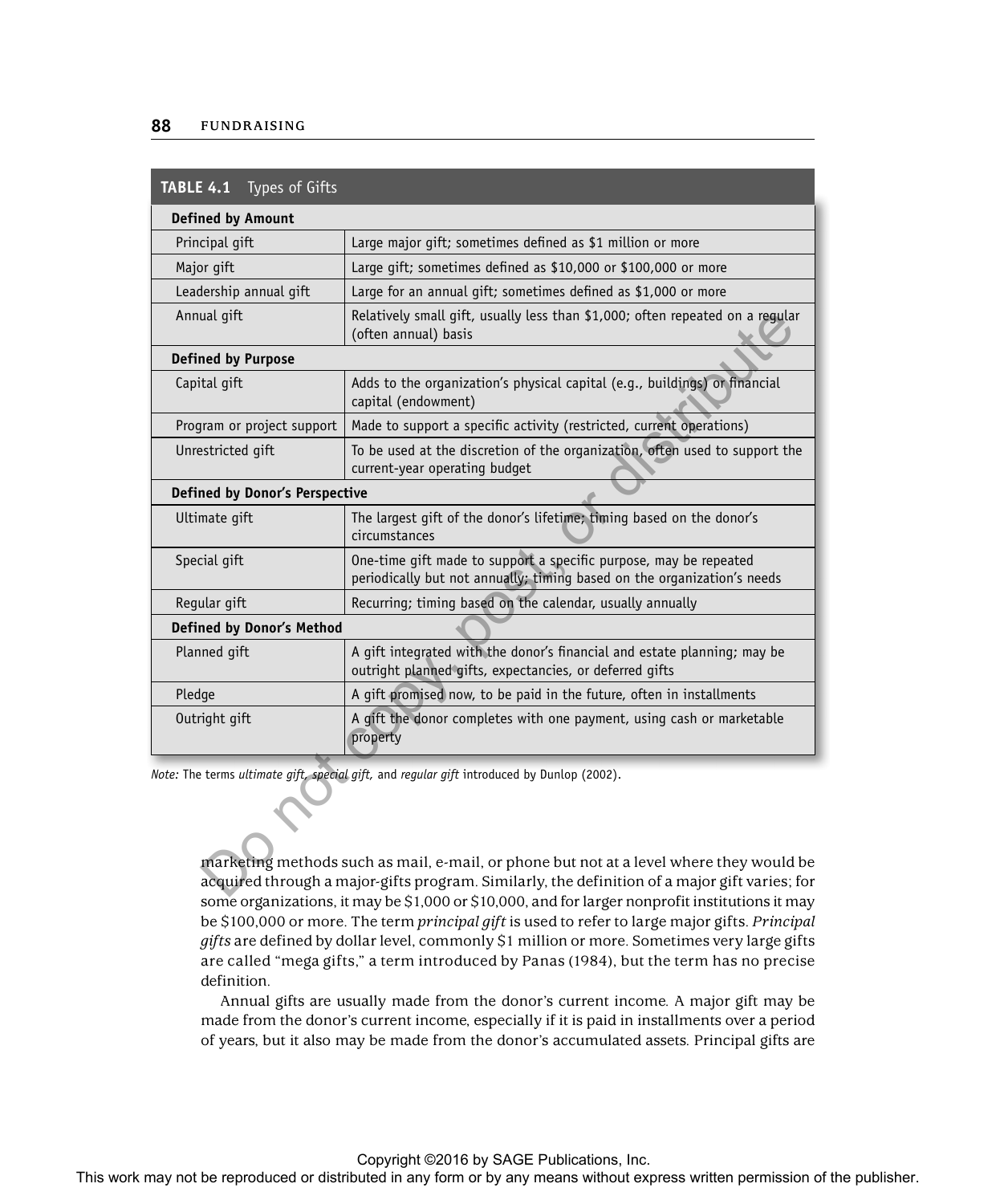**TABLE 4.1** Types of Gifts

| | |
|---|---|
| **Defined by Amount** | |
| Principal gift | Large major gift; sometimes defined as $1 million or more |
| Major gift | Large gift; sometimes defined as $10,000 or $100,000 or more |
| Leadership annual gift | Large for an annual gift; sometimes defined as $1,000 or more |
| Annual gift | Relatively small gift, usually less than $1,000; often repeated on a regular (often annual) basis |
| **Defined by Purpose** | |
| Capital gift | Adds to the organization's physical capital (e.g., buildings) or financial capital (endowment) |
| Program or project support | Made to support a specific activity (restricted, current operations) |
| Unrestricted gift | To be used at the discretion of the organization, often used to support the current-year operating budget |
| **Defined by Donor's Perspective** | |
| Ultimate gift | The largest gift of the donor's lifetime; timing based on the donor's circumstances |
| Special gift | One-time gift made to support a specific purpose, may be repeated periodically but not annually; timing based on the organization's needs |
| Regular gift | Recurring; timing based on the calendar, usually annually |
| **Defined by Donor's Method** | |
| Planned gift | A gift integrated with the donor's financial and estate planning; may be outright planned gifts, expectancies, or deferred gifts |
| Pledge | A gift promised now, to be paid in the future, often in installments |
| Outright gift | A gift the donor completes with one payment, using cash or marketable property |

*Note:* The terms *ultimate gift, special gift,* and *regular gift* introduced by Dunlop (2002).

marketing methods such as mail, e-mail, or phone but not at a level where they would be acquired through a major-gifts program. Similarly, the definition of a major gift varies; for some organizations, it may be $1,000 or $10,000, and for larger nonprofit institutions it may be $100,000 or more. The term *principal gift* is used to refer to large major gifts. *Principal gifts* are defined by dollar level, commonly $1 million or more. Sometimes very large gifts are called "mega gifts," a term introduced by Panas (1984), but the term has no precise definition.

Annual gifts are usually made from the donor's current income. A major gift may be made from the donor's current income, especially if it is paid in installments over a period of years, but it also may be made from the donor's accumulated assets. Principal gifts are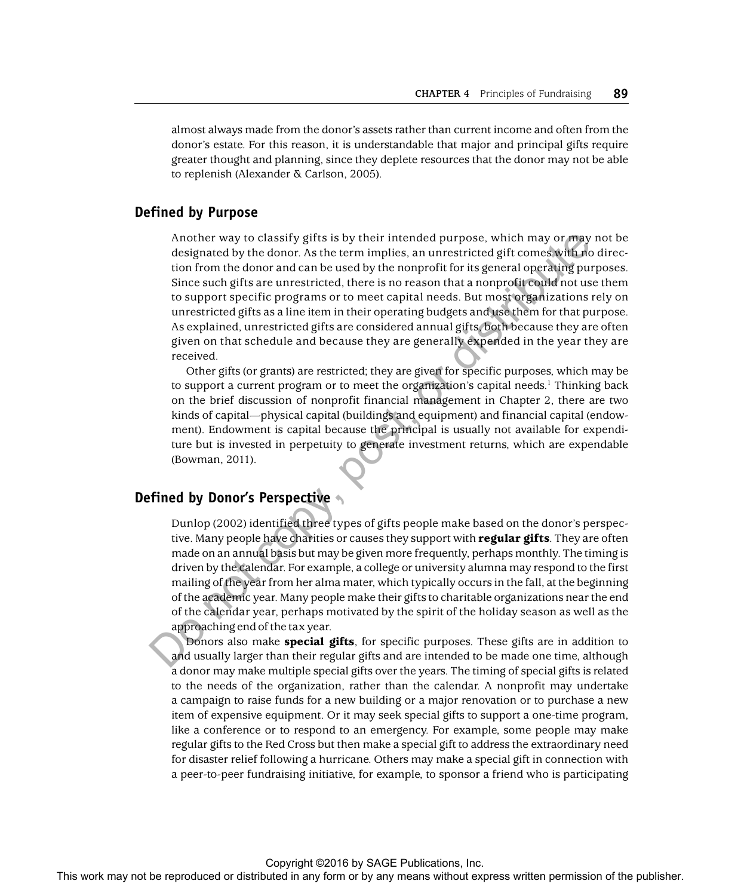almost always made from the donor's assets rather than current income and often from the donor's estate. For this reason, it is understandable that major and principal gifts require greater thought and planning, since they deplete resources that the donor may not be able to replenish (Alexander & Carlson, 2005).

## Defined by Purpose

Another way to classify gifts is by their intended purpose, which may or may not be designated by the donor. As the term implies, an unrestricted gift comes with no direction from the donor and can be used by the nonprofit for its general operating purposes. Since such gifts are unrestricted, there is no reason that a nonprofit could not use them to support specific programs or to meet capital needs. But most organizations rely on unrestricted gifts as a line item in their operating budgets and use them for that purpose. As explained, unrestricted gifts are considered annual gifts, both because they are often given on that schedule and because they are generally expended in the year they are received.

Other gifts (or grants) are restricted; they are given for specific purposes, which may be to support a current program or to meet the organization's capital needs.[1] Thinking back on the brief discussion of nonprofit financial management in Chapter 2, there are two kinds of capital—physical capital (buildings and equipment) and financial capital (endowment). Endowment is capital because the principal is usually not available for expenditure but is invested in perpetuity to generate investment returns, which are expendable (Bowman, 2011).

## Defined by Donor's Perspective

Dunlop (2002) identified three types of gifts people make based on the donor's perspective. Many people have charities or causes they support with **regular gifts**. They are often made on an annual basis but may be given more frequently, perhaps monthly. The timing is driven by the calendar. For example, a college or university alumna may respond to the first mailing of the year from her alma mater, which typically occurs in the fall, at the beginning of the academic year. Many people make their gifts to charitable organizations near the end of the calendar year, perhaps motivated by the spirit of the holiday season as well as the approaching end of the tax year.

Donors also make **special gifts**, for specific purposes. These gifts are in addition to and usually larger than their regular gifts and are intended to be made one time, although a donor may make multiple special gifts over the years. The timing of special gifts is related to the needs of the organization, rather than the calendar. A nonprofit may undertake a campaign to raise funds for a new building or a major renovation or to purchase a new item of expensive equipment. Or it may seek special gifts to support a one-time program, like a conference or to respond to an emergency. For example, some people may make regular gifts to the Red Cross but then make a special gift to address the extraordinary need for disaster relief following a hurricane. Others may make a special gift in connection with a peer-to-peer fundraising initiative, for example, to sponsor a friend who is participating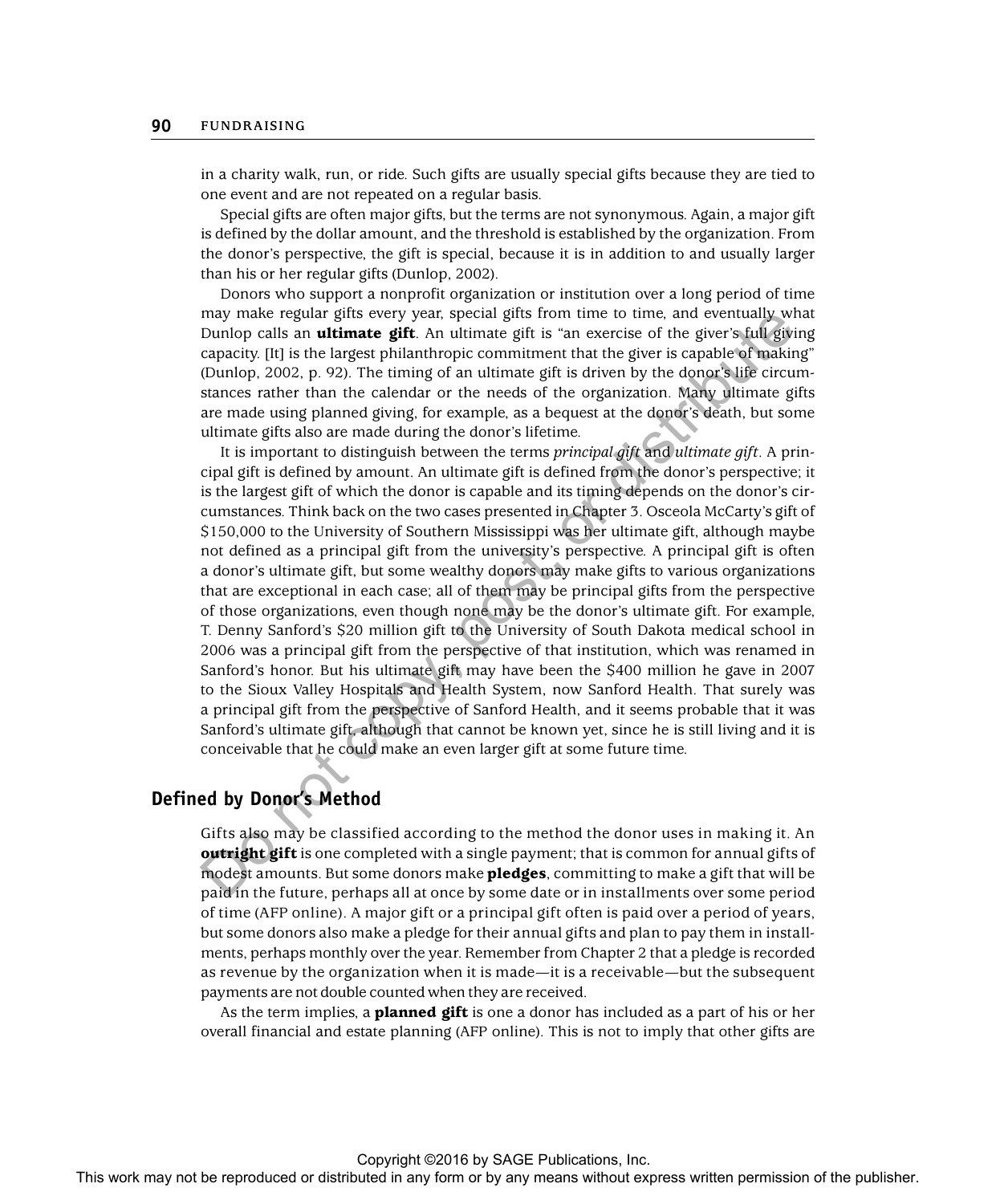in a charity walk, run, or ride. Such gifts are usually special gifts because they are tied to one event and are not repeated on a regular basis.

Special gifts are often major gifts, but the terms are not synonymous. Again, a major gift is defined by the dollar amount, and the threshold is established by the organization. From the donor's perspective, the gift is special, because it is in addition to and usually larger than his or her regular gifts (Dunlop, 2002).

Donors who support a nonprofit organization or institution over a long period of time may make regular gifts every year, special gifts from time to time, and eventually what Dunlop calls an **ultimate gift**. An ultimate gift is "an exercise of the giver's full giving capacity. [It] is the largest philanthropic commitment that the giver is capable of making" (Dunlop, 2002, p. 92). The timing of an ultimate gift is driven by the donor's life circumstances rather than the calendar or the needs of the organization. Many ultimate gifts are made using planned giving, for example, as a bequest at the donor's death, but some ultimate gifts also are made during the donor's lifetime.

It is important to distinguish between the terms *principal gift* and *ultimate gift*. A principal gift is defined by amount. An ultimate gift is defined from the donor's perspective; it is the largest gift of which the donor is capable and its timing depends on the donor's circumstances. Think back on the two cases presented in Chapter 3. Osceola McCarty's gift of $150,000 to the University of Southern Mississippi was her ultimate gift, although maybe not defined as a principal gift from the university's perspective. A principal gift is often a donor's ultimate gift, but some wealthy donors may make gifts to various organizations that are exceptional in each case; all of them may be principal gifts from the perspective of those organizations, even though none may be the donor's ultimate gift. For example, T. Denny Sanford's $20 million gift to the University of South Dakota medical school in 2006 was a principal gift from the perspective of that institution, which was renamed in Sanford's honor. But his ultimate gift may have been the $400 million he gave in 2007 to the Sioux Valley Hospitals and Health System, now Sanford Health. That surely was a principal gift from the perspective of Sanford Health, and it seems probable that it was Sanford's ultimate gift, although that cannot be known yet, since he is still living and it is conceivable that he could make an even larger gift at some future time.

## Defined by Donor's Method

Gifts also may be classified according to the method the donor uses in making it. An **outright gift** is one completed with a single payment; that is common for annual gifts of modest amounts. But some donors make **pledges**, committing to make a gift that will be paid in the future, perhaps all at once by some date or in installments over some period of time (AFP online). A major gift or a principal gift often is paid over a period of years, but some donors also make a pledge for their annual gifts and plan to pay them in installments, perhaps monthly over the year. Remember from Chapter 2 that a pledge is recorded as revenue by the organization when it is made—it is a receivable—but the subsequent payments are not double counted when they are received.

As the term implies, a **planned gift** is one a donor has included as a part of his or her overall financial and estate planning (AFP online). This is not to imply that other gifts are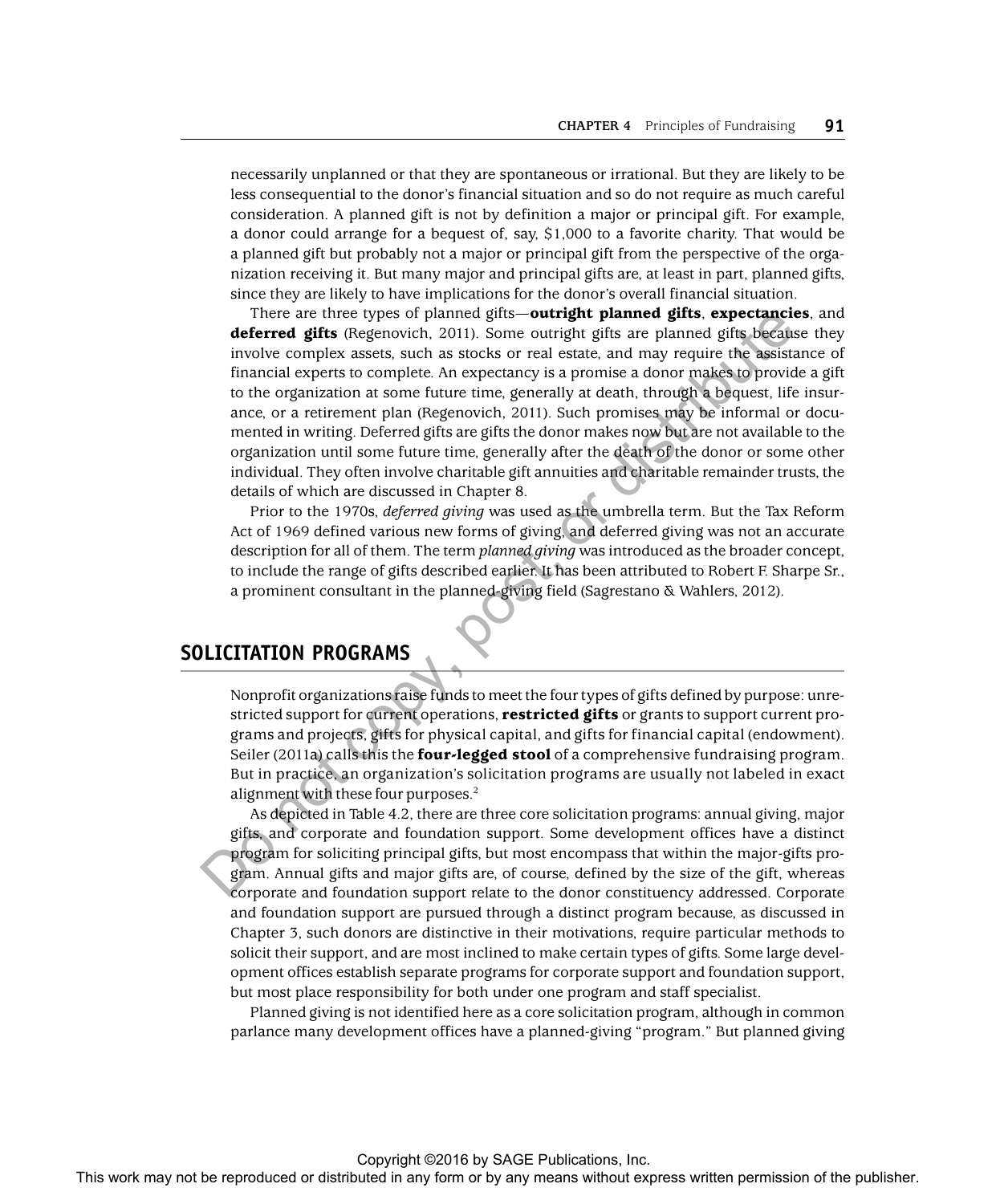necessarily unplanned or that they are spontaneous or irrational. But they are likely to be less consequential to the donor's financial situation and so do not require as much careful consideration. A planned gift is not by definition a major or principal gift. For example, a donor could arrange for a bequest of, say, $1,000 to a favorite charity. That would be a planned gift but probably not a major or principal gift from the perspective of the organization receiving it. But many major and principal gifts are, at least in part, planned gifts, since they are likely to have implications for the donor's overall financial situation.

There are three types of planned gifts—**outright planned gifts**, **expectancies**, and **deferred gifts** (Regenovich, 2011). Some outright gifts are planned gifts because they involve complex assets, such as stocks or real estate, and may require the assistance of financial experts to complete. An expectancy is a promise a donor makes to provide a gift to the organization at some future time, generally at death, through a bequest, life insurance, or a retirement plan (Regenovich, 2011). Such promises may be informal or documented in writing. Deferred gifts are gifts the donor makes now but are not available to the organization until some future time, generally after the death of the donor or some other individual. They often involve charitable gift annuities and charitable remainder trusts, the details of which are discussed in Chapter 8.

Prior to the 1970s, *deferred giving* was used as the umbrella term. But the Tax Reform Act of 1969 defined various new forms of giving, and deferred giving was not an accurate description for all of them. The term *planned giving* was introduced as the broader concept, to include the range of gifts described earlier. It has been attributed to Robert F. Sharpe Sr., a prominent consultant in the planned-giving field (Sagrestano & Wahlers, 2012).

## SOLICITATION PROGRAMS

Nonprofit organizations raise funds to meet the four types of gifts defined by purpose: unrestricted support for current operations, **restricted gifts** or grants to support current programs and projects, gifts for physical capital, and gifts for financial capital (endowment). Seiler (2011a) calls this the **four-legged stool** of a comprehensive fundraising program. But in practice, an organization's solicitation programs are usually not labeled in exact alignment with these four purposes.[2]

As depicted in Table 4.2, there are three core solicitation programs: annual giving, major gifts, and corporate and foundation support. Some development offices have a distinct program for soliciting principal gifts, but most encompass that within the major-gifts program. Annual gifts and major gifts are, of course, defined by the size of the gift, whereas corporate and foundation support relate to the donor constituency addressed. Corporate and foundation support are pursued through a distinct program because, as discussed in Chapter 3, such donors are distinctive in their motivations, require particular methods to solicit their support, and are most inclined to make certain types of gifts. Some large development offices establish separate programs for corporate support and foundation support, but most place responsibility for both under one program and staff specialist.

Planned giving is not identified here as a core solicitation program, although in common parlance many development offices have a planned-giving "program." But planned giving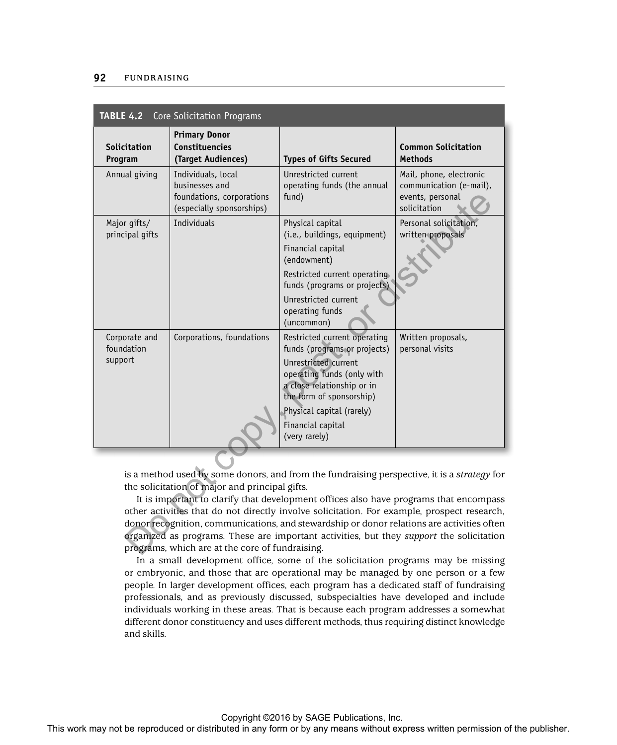**TABLE 4.2** Core Solicitation Programs

| Solicitation Program | Primary Donor Constituencies (Target Audiences) | Types of Gifts Secured | Common Solicitation Methods |
|---|---|---|---|
| Annual giving | Individuals, local businesses and foundations, corporations (especially sponsorships) | Unrestricted current operating funds (the annual fund) | Mail, phone, electronic communication (e-mail), events, personal solicitation |
| Major gifts/ principal gifts | Individuals | Physical capital (i.e., buildings, equipment)<br>Financial capital (endowment)<br>Restricted current operating funds (programs or projects)<br>Unrestricted current operating funds (uncommon) | Personal solicitation, written proposals |
| Corporate and foundation support | Corporations, foundations | Restricted current operating funds (programs or projects)<br>Unrestricted current operating funds (only with a close relationship or in the form of sponsorship)<br>Physical capital (rarely)<br>Financial capital (very rarely) | Written proposals, personal visits |

is a method used by some donors, and from the fundraising perspective, it is a *strategy* for the solicitation of major and principal gifts.

It is important to clarify that development offices also have programs that encompass other activities that do not directly involve solicitation. For example, prospect research, donor recognition, communications, and stewardship or donor relations are activities often organized as programs. These are important activities, but they *support* the solicitation programs, which are at the core of fundraising.

In a small development office, some of the solicitation programs may be missing or embryonic, and those that are operational may be managed by one person or a few people. In larger development offices, each program has a dedicated staff of fundraising professionals, and as previously discussed, subspecialties have developed and include individuals working in these areas. That is because each program addresses a somewhat different donor constituency and uses different methods, thus requiring distinct knowledge and skills.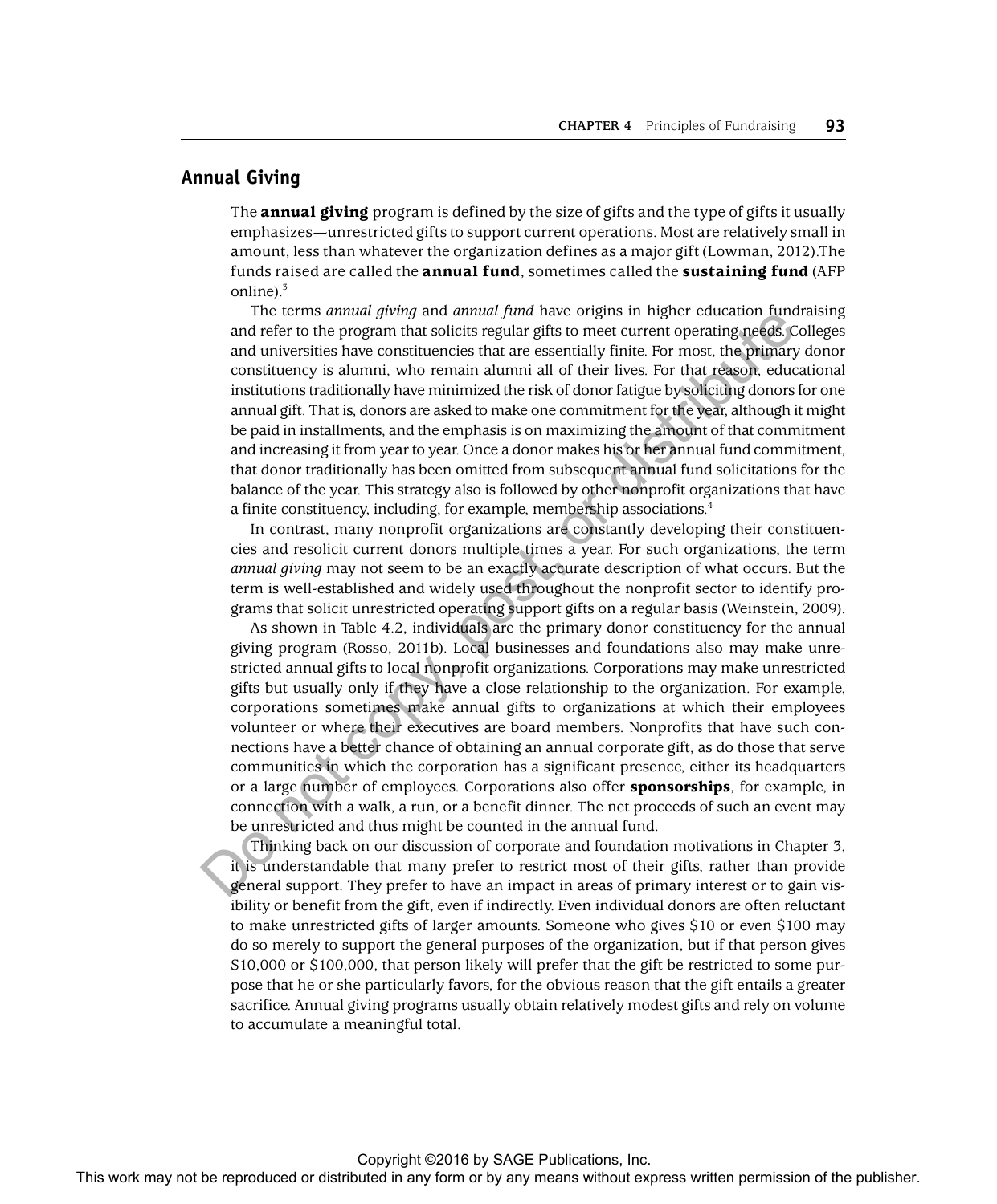## Annual Giving

The **annual giving** program is defined by the size of gifts and the type of gifts it usually emphasizes—unrestricted gifts to support current operations. Most are relatively small in amount, less than whatever the organization defines as a major gift (Lowman, 2012).The funds raised are called the **annual fund**, sometimes called the **sustaining fund** (AFP online).[3]

The terms *annual giving* and *annual fund* have origins in higher education fundraising and refer to the program that solicits regular gifts to meet current operating needs. Colleges and universities have constituencies that are essentially finite. For most, the primary donor constituency is alumni, who remain alumni all of their lives. For that reason, educational institutions traditionally have minimized the risk of donor fatigue by soliciting donors for one annual gift. That is, donors are asked to make one commitment for the year, although it might be paid in installments, and the emphasis is on maximizing the amount of that commitment and increasing it from year to year. Once a donor makes his or her annual fund commitment, that donor traditionally has been omitted from subsequent annual fund solicitations for the balance of the year. This strategy also is followed by other nonprofit organizations that have a finite constituency, including, for example, membership associations.[4]

In contrast, many nonprofit organizations are constantly developing their constituencies and resolicit current donors multiple times a year. For such organizations, the term *annual giving* may not seem to be an exactly accurate description of what occurs. But the term is well-established and widely used throughout the nonprofit sector to identify programs that solicit unrestricted operating support gifts on a regular basis (Weinstein, 2009).

As shown in Table 4.2, individuals are the primary donor constituency for the annual giving program (Rosso, 2011b). Local businesses and foundations also may make unrestricted annual gifts to local nonprofit organizations. Corporations may make unrestricted gifts but usually only if they have a close relationship to the organization. For example, corporations sometimes make annual gifts to organizations at which their employees volunteer or where their executives are board members. Nonprofits that have such connections have a better chance of obtaining an annual corporate gift, as do those that serve communities in which the corporation has a significant presence, either its headquarters or a large number of employees. Corporations also offer **sponsorships**, for example, in connection with a walk, a run, or a benefit dinner. The net proceeds of such an event may be unrestricted and thus might be counted in the annual fund.

Thinking back on our discussion of corporate and foundation motivations in Chapter 3, it is understandable that many prefer to restrict most of their gifts, rather than provide general support. They prefer to have an impact in areas of primary interest or to gain visibility or benefit from the gift, even if indirectly. Even individual donors are often reluctant to make unrestricted gifts of larger amounts. Someone who gives $10 or even $100 may do so merely to support the general purposes of the organization, but if that person gives $10,000 or $100,000, that person likely will prefer that the gift be restricted to some purpose that he or she particularly favors, for the obvious reason that the gift entails a greater sacrifice. Annual giving programs usually obtain relatively modest gifts and rely on volume to accumulate a meaningful total.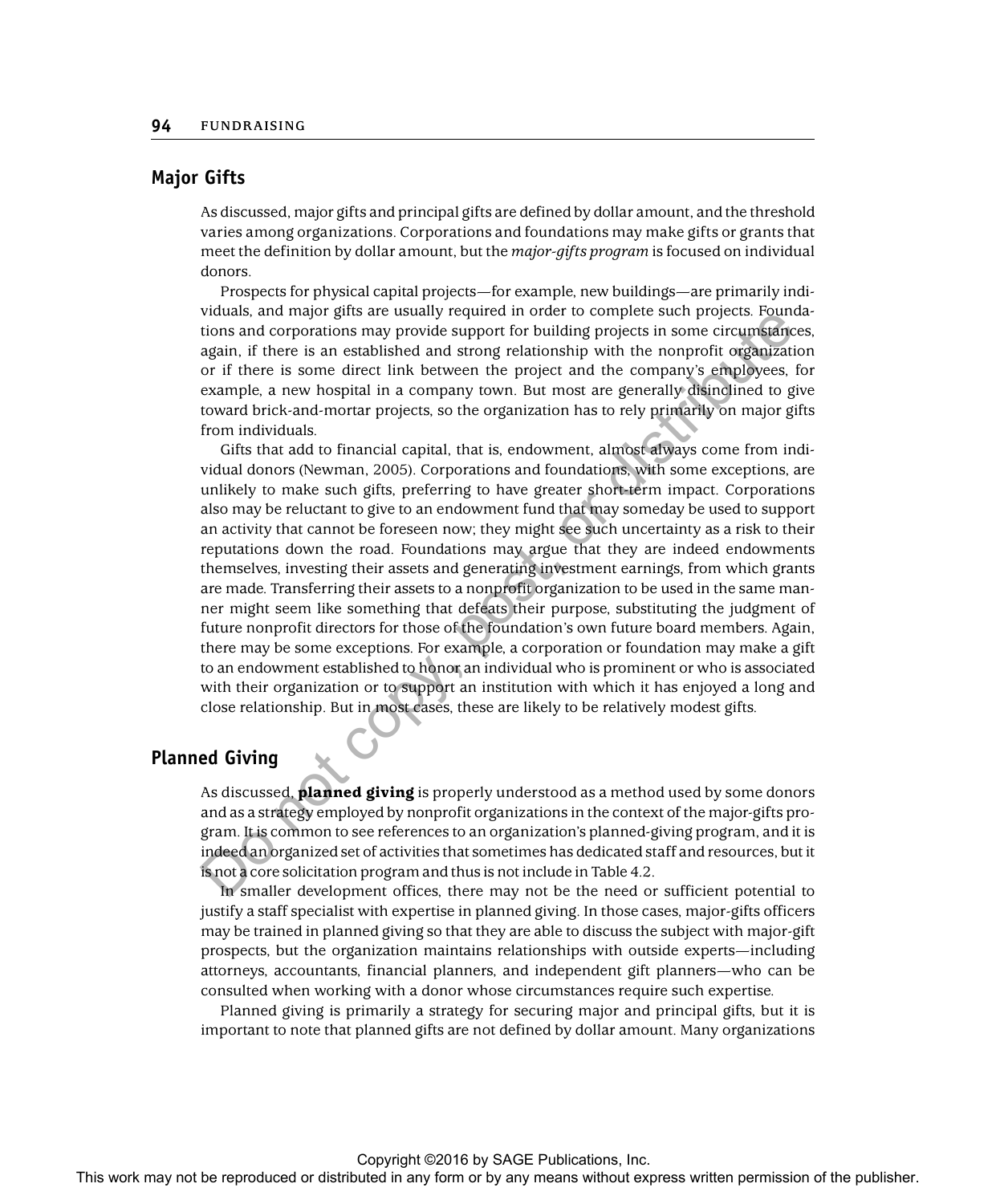## Major Gifts

As discussed, major gifts and principal gifts are defined by dollar amount, and the threshold varies among organizations. Corporations and foundations may make gifts or grants that meet the definition by dollar amount, but the *major-gifts program* is focused on individual donors.

Prospects for physical capital projects—for example, new buildings—are primarily individuals, and major gifts are usually required in order to complete such projects. Foundations and corporations may provide support for building projects in some circumstances, again, if there is an established and strong relationship with the nonprofit organization or if there is some direct link between the project and the company's employees, for example, a new hospital in a company town. But most are generally disinclined to give toward brick-and-mortar projects, so the organization has to rely primarily on major gifts from individuals.

Gifts that add to financial capital, that is, endowment, almost always come from individual donors (Newman, 2005). Corporations and foundations, with some exceptions, are unlikely to make such gifts, preferring to have greater short-term impact. Corporations also may be reluctant to give to an endowment fund that may someday be used to support an activity that cannot be foreseen now; they might see such uncertainty as a risk to their reputations down the road. Foundations may argue that they are indeed endowments themselves, investing their assets and generating investment earnings, from which grants are made. Transferring their assets to a nonprofit organization to be used in the same manner might seem like something that defeats their purpose, substituting the judgment of future nonprofit directors for those of the foundation's own future board members. Again, there may be some exceptions. For example, a corporation or foundation may make a gift to an endowment established to honor an individual who is prominent or who is associated with their organization or to support an institution with which it has enjoyed a long and close relationship. But in most cases, these are likely to be relatively modest gifts.

## Planned Giving

As discussed, **planned giving** is properly understood as a method used by some donors and as a strategy employed by nonprofit organizations in the context of the major-gifts program. It is common to see references to an organization's planned-giving program, and it is indeed an organized set of activities that sometimes has dedicated staff and resources, but it is not a core solicitation program and thus is not include in Table 4.2.

In smaller development offices, there may not be the need or sufficient potential to justify a staff specialist with expertise in planned giving. In those cases, major-gifts officers may be trained in planned giving so that they are able to discuss the subject with major-gift prospects, but the organization maintains relationships with outside experts—including attorneys, accountants, financial planners, and independent gift planners—who can be consulted when working with a donor whose circumstances require such expertise.

Planned giving is primarily a strategy for securing major and principal gifts, but it is important to note that planned gifts are not defined by dollar amount. Many organizations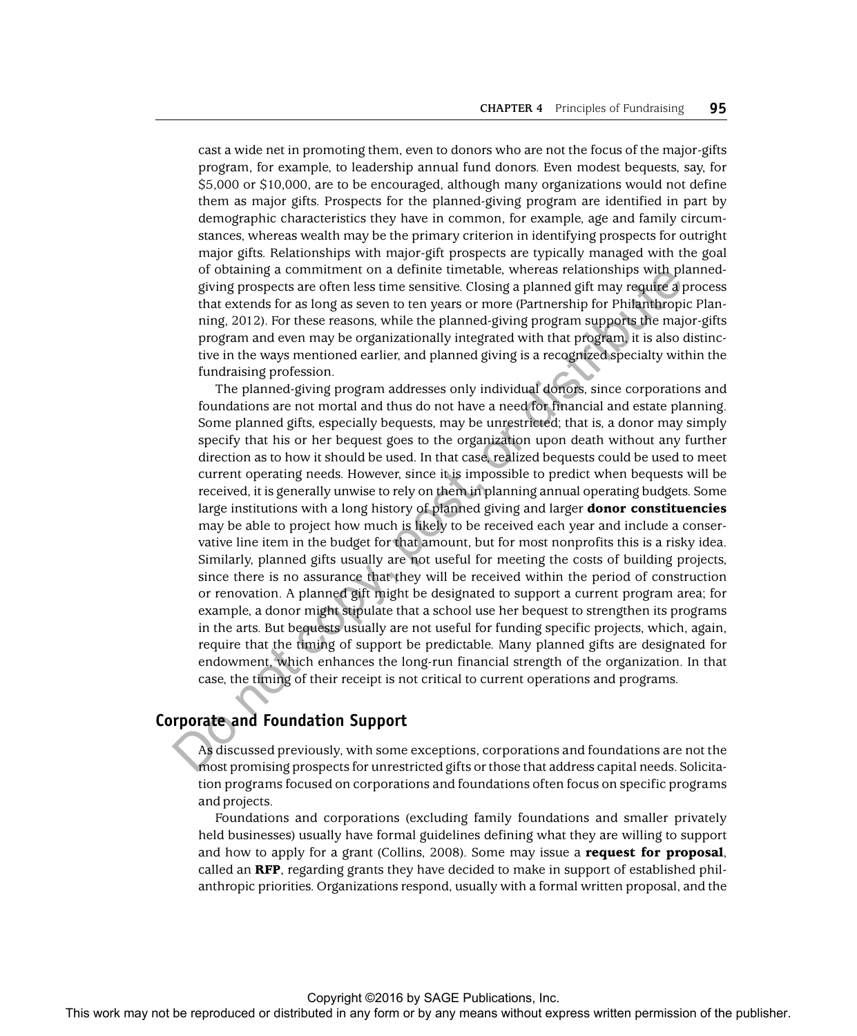cast a wide net in promoting them, even to donors who are not the focus of the major-gifts program, for example, to leadership annual fund donors. Even modest bequests, say, for $5,000 or $10,000, are to be encouraged, although many organizations would not define them as major gifts. Prospects for the planned-giving program are identified in part by demographic characteristics they have in common, for example, age and family circumstances, whereas wealth may be the primary criterion in identifying prospects for outright major gifts. Relationships with major-gift prospects are typically managed with the goal of obtaining a commitment on a definite timetable, whereas relationships with planned-giving prospects are often less time sensitive. Closing a planned gift may require a process that extends for as long as seven to ten years or more (Partnership for Philanthropic Planning, 2012). For these reasons, while the planned-giving program supports the major-gifts program and even may be organizationally integrated with that program, it is also distinctive in the ways mentioned earlier, and planned giving is a recognized specialty within the fundraising profession.

The planned-giving program addresses only individual donors, since corporations and foundations are not mortal and thus do not have a need for financial and estate planning. Some planned gifts, especially bequests, may be unrestricted; that is, a donor may simply specify that his or her bequest goes to the organization upon death without any further direction as to how it should be used. In that case, realized bequests could be used to meet current operating needs. However, since it is impossible to predict when bequests will be received, it is generally unwise to rely on them in planning annual operating budgets. Some large institutions with a long history of planned giving and larger **donor constituencies** may be able to project how much is likely to be received each year and include a conservative line item in the budget for that amount, but for most nonprofits this is a risky idea. Similarly, planned gifts usually are not useful for meeting the costs of building projects, since there is no assurance that they will be received within the period of construction or renovation. A planned gift might be designated to support a current program area; for example, a donor might stipulate that a school use her bequest to strengthen its programs in the arts. But bequests usually are not useful for funding specific projects, which, again, require that the timing of support be predictable. Many planned gifts are designated for endowment, which enhances the long-run financial strength of the organization. In that case, the timing of their receipt is not critical to current operations and programs.

## Corporate and Foundation Support

As discussed previously, with some exceptions, corporations and foundations are not the most promising prospects for unrestricted gifts or those that address capital needs. Solicitation programs focused on corporations and foundations often focus on specific programs and projects.

Foundations and corporations (excluding family foundations and smaller privately held businesses) usually have formal guidelines defining what they are willing to support and how to apply for a grant (Collins, 2008). Some may issue a **request for proposal**, called an **RFP**, regarding grants they have decided to make in support of established philanthropic priorities. Organizations respond, usually with a formal written proposal, and the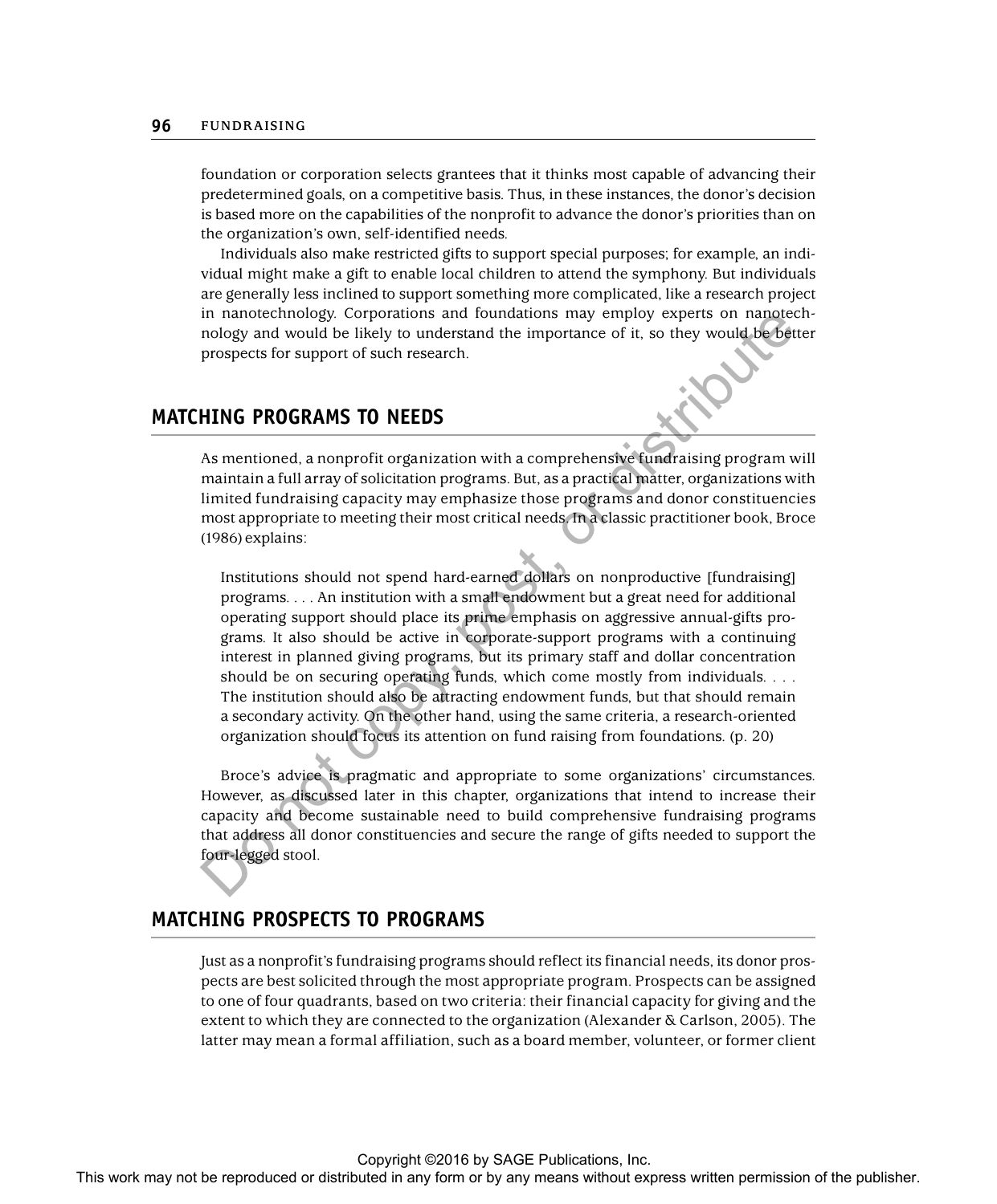foundation or corporation selects grantees that it thinks most capable of advancing their predetermined goals, on a competitive basis. Thus, in these instances, the donor's decision is based more on the capabilities of the nonprofit to advance the donor's priorities than on the organization's own, self-identified needs.

Individuals also make restricted gifts to support special purposes; for example, an individual might make a gift to enable local children to attend the symphony. But individuals are generally less inclined to support something more complicated, like a research project in nanotechnology. Corporations and foundations may employ experts on nanotechnology and would be likely to understand the importance of it, so they would be better prospects for support of such research.

## MATCHING PROGRAMS TO NEEDS

As mentioned, a nonprofit organization with a comprehensive fundraising program will maintain a full array of solicitation programs. But, as a practical matter, organizations with limited fundraising capacity may emphasize those programs and donor constituencies most appropriate to meeting their most critical needs. In a classic practitioner book, Broce (1986) explains:

> Institutions should not spend hard-earned dollars on nonproductive [fundraising] programs. . . . An institution with a small endowment but a great need for additional operating support should place its prime emphasis on aggressive annual-gifts programs. It also should be active in corporate-support programs with a continuing interest in planned giving programs, but its primary staff and dollar concentration should be on securing operating funds, which come mostly from individuals. . . . The institution should also be attracting endowment funds, but that should remain a secondary activity. On the other hand, using the same criteria, a research-oriented organization should focus its attention on fund raising from foundations. (p. 20)

Broce's advice is pragmatic and appropriate to some organizations' circumstances. However, as discussed later in this chapter, organizations that intend to increase their capacity and become sustainable need to build comprehensive fundraising programs that address all donor constituencies and secure the range of gifts needed to support the four-legged stool.

## MATCHING PROSPECTS TO PROGRAMS

Just as a nonprofit's fundraising programs should reflect its financial needs, its donor prospects are best solicited through the most appropriate program. Prospects can be assigned to one of four quadrants, based on two criteria: their financial capacity for giving and the extent to which they are connected to the organization (Alexander & Carlson, 2005). The latter may mean a formal affiliation, such as a board member, volunteer, or former client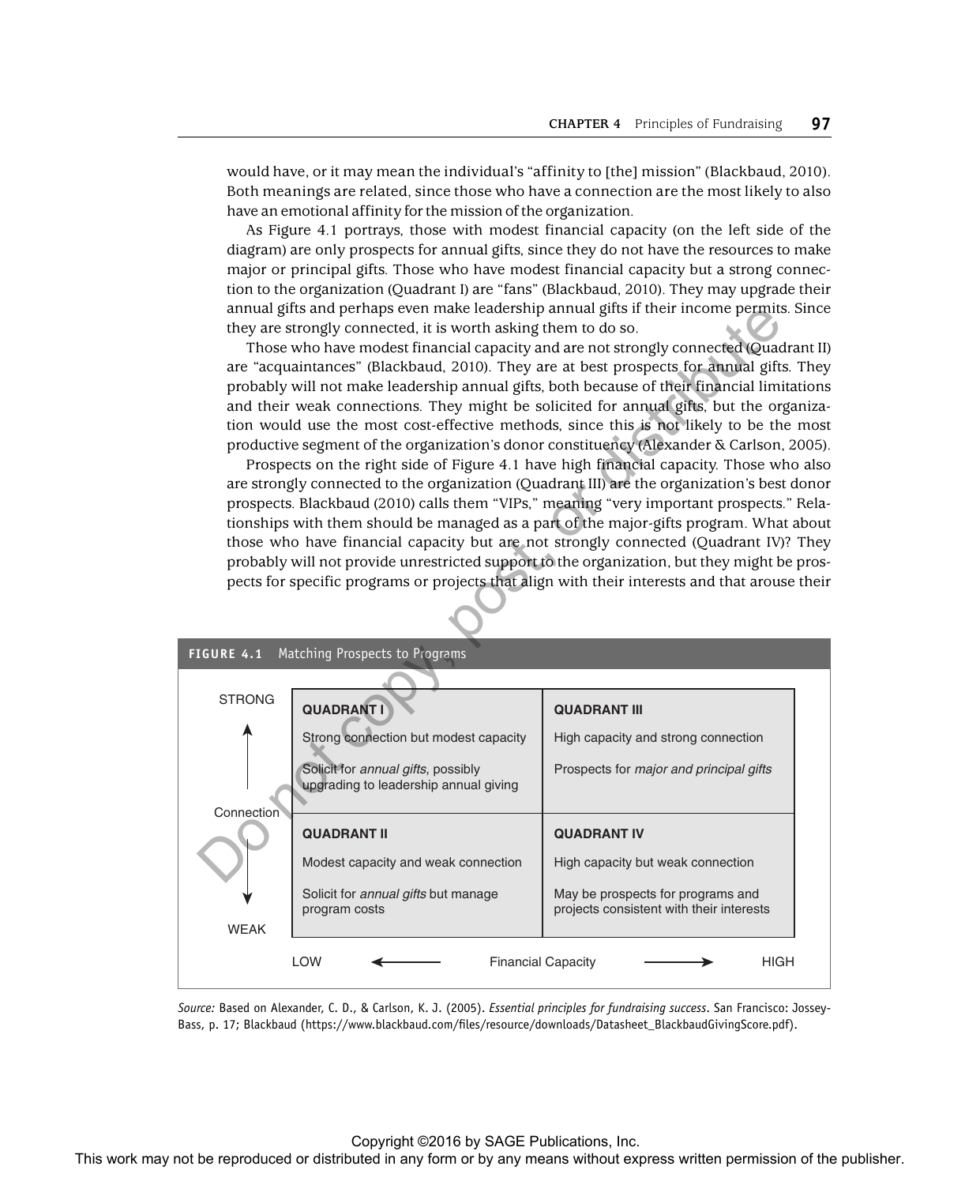would have, or it may mean the individual's "affinity to [the] mission" (Blackbaud, 2010). Both meanings are related, since those who have a connection are the most likely to also have an emotional affinity for the mission of the organization.

As Figure 4.1 portrays, those with modest financial capacity (on the left side of the diagram) are only prospects for annual gifts, since they do not have the resources to make major or principal gifts. Those who have modest financial capacity but a strong connection to the organization (Quadrant I) are "fans" (Blackbaud, 2010). They may upgrade their annual gifts and perhaps even make leadership annual gifts if their income permits. Since they are strongly connected, it is worth asking them to do so.

Those who have modest financial capacity and are not strongly connected (Quadrant II) are "acquaintances" (Blackbaud, 2010). They are at best prospects for annual gifts. They probably will not make leadership annual gifts, both because of their financial limitations and their weak connections. They might be solicited for annual gifts, but the organization would use the most cost-effective methods, since this is not likely to be the most productive segment of the organization's donor constituency (Alexander & Carlson, 2005).

Prospects on the right side of Figure 4.1 have high financial capacity. Those who also are strongly connected to the organization (Quadrant III) are the organization's best donor prospects. Blackbaud (2010) calls them "VIPs," meaning "very important prospects." Relationships with them should be managed as a part of the major-gifts program. What about those who have financial capacity but are not strongly connected (Quadrant IV)? They probably will not provide unrestricted support to the organization, but they might be prospects for specific programs or projects that align with their interests and that arouse their

**FIGURE 4.1** Matching Prospects to Programs

| Connection | LOW ← Financial Capacity | → HIGH |
|---|---|---|
| STRONG | **QUADRANT I**<br>Strong connection but modest capacity<br>Solicit for *annual gifts*, possibly upgrading to leadership annual giving | **QUADRANT III**<br>High capacity and strong connection<br>Prospects for *major and principal gifts* |
| WEAK | **QUADRANT II**<br>Modest capacity and weak connection<br>Solicit for *annual gifts* but manage program costs | **QUADRANT IV**<br>High capacity but weak connection<br>May be prospects for programs and projects consistent with their interests |

*Source:* Based on Alexander, C. D., & Carlson, K. J. (2005). *Essential principles for fundraising success*. San Francisco: Jossey-Bass, p. 17; Blackbaud (https://www.blackbaud.com/files/resource/downloads/Datasheet_BlackbaudGivingScore.pdf).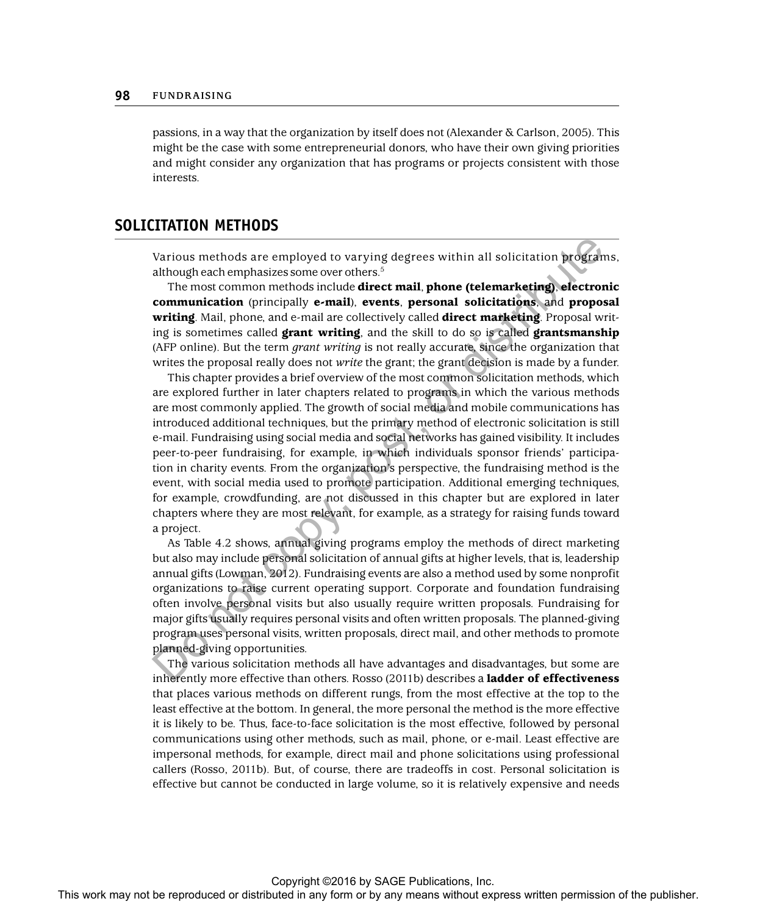passions, in a way that the organization by itself does not (Alexander & Carlson, 2005). This might be the case with some entrepreneurial donors, who have their own giving priorities and might consider any organization that has programs or projects consistent with those interests.

## SOLICITATION METHODS

Various methods are employed to varying degrees within all solicitation programs, although each emphasizes some over others.[5]

The most common methods include **direct mail**, **phone (telemarketing)**, **electronic communication** (principally **e-mail**), **events**, **personal solicitations**, and **proposal writing**. Mail, phone, and e-mail are collectively called **direct marketing**. Proposal writing is sometimes called **grant writing**, and the skill to do so is called **grantsmanship** (AFP online). But the term *grant writing* is not really accurate, since the organization that writes the proposal really does not *write* the grant; the grant decision is made by a funder.

This chapter provides a brief overview of the most common solicitation methods, which are explored further in later chapters related to programs in which the various methods are most commonly applied. The growth of social media and mobile communications has introduced additional techniques, but the primary method of electronic solicitation is still e-mail. Fundraising using social media and social networks has gained visibility. It includes peer-to-peer fundraising, for example, in which individuals sponsor friends' participation in charity events. From the organization's perspective, the fundraising method is the event, with social media used to promote participation. Additional emerging techniques, for example, crowdfunding, are not discussed in this chapter but are explored in later chapters where they are most relevant, for example, as a strategy for raising funds toward a project.

As Table 4.2 shows, annual giving programs employ the methods of direct marketing but also may include personal solicitation of annual gifts at higher levels, that is, leadership annual gifts (Lowman, 2012). Fundraising events are also a method used by some nonprofit organizations to raise current operating support. Corporate and foundation fundraising often involve personal visits but also usually require written proposals. Fundraising for major gifts usually requires personal visits and often written proposals. The planned-giving program uses personal visits, written proposals, direct mail, and other methods to promote planned-giving opportunities.

The various solicitation methods all have advantages and disadvantages, but some are inherently more effective than others. Rosso (2011b) describes a **ladder of effectiveness** that places various methods on different rungs, from the most effective at the top to the least effective at the bottom. In general, the more personal the method is the more effective it is likely to be. Thus, face-to-face solicitation is the most effective, followed by personal communications using other methods, such as mail, phone, or e-mail. Least effective are impersonal methods, for example, direct mail and phone solicitations using professional callers (Rosso, 2011b). But, of course, there are tradeoffs in cost. Personal solicitation is effective but cannot be conducted in large volume, so it is relatively expensive and needs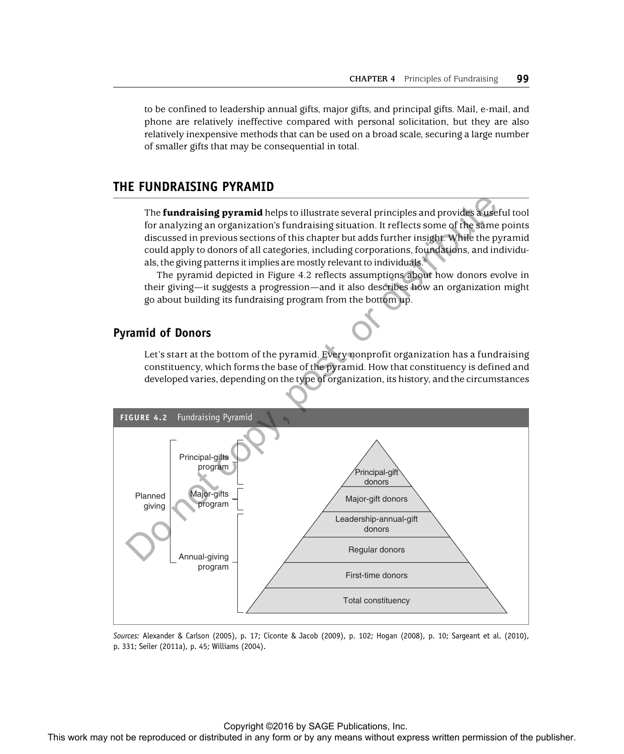to be confined to leadership annual gifts, major gifts, and principal gifts. Mail, e-mail, and phone are relatively ineffective compared with personal solicitation, but they are also relatively inexpensive methods that can be used on a broad scale, securing a large number of smaller gifts that may be consequential in total.

## THE FUNDRAISING PYRAMID

The **fundraising pyramid** helps to illustrate several principles and provides a useful tool for analyzing an organization's fundraising situation. It reflects some of the same points discussed in previous sections of this chapter but adds further insight. While the pyramid could apply to donors of all categories, including corporations, foundations, and individuals, the giving patterns it implies are mostly relevant to individuals.[6]

The pyramid depicted in Figure 4.2 reflects assumptions about how donors evolve in their giving—it suggests a progression—and it also describes how an organization might go about building its fundraising program from the bottom up.

### Pyramid of Donors

Let's start at the bottom of the pyramid. Every nonprofit organization has a fundraising constituency, which forms the base of the pyramid. How that constituency is defined and developed varies, depending on the type of organization, its history, and the circumstances

**FIGURE 4.2** Fundraising Pyramid

Pyramid levels (top to bottom):
- Principal-gift donors
- Major-gift donors
- Leadership-annual-gift donors
- Regular donors
- First-time donors
- Total constituency

Programs: Principal-gifts program (principal-gift donors); Major-gifts program (major-gift donors); Annual-giving program (leadership-annual-gift donors through total constituency); Planned giving (spanning principal-gifts, major-gifts, and annual-giving programs).

*Sources:* Alexander & Carlson (2005), p. 17; Ciconte & Jacob (2009), p. 102; Hogan (2008), p. 10; Sargeant et al. (2010), p. 331; Seiler (2011a), p. 45; Williams (2004).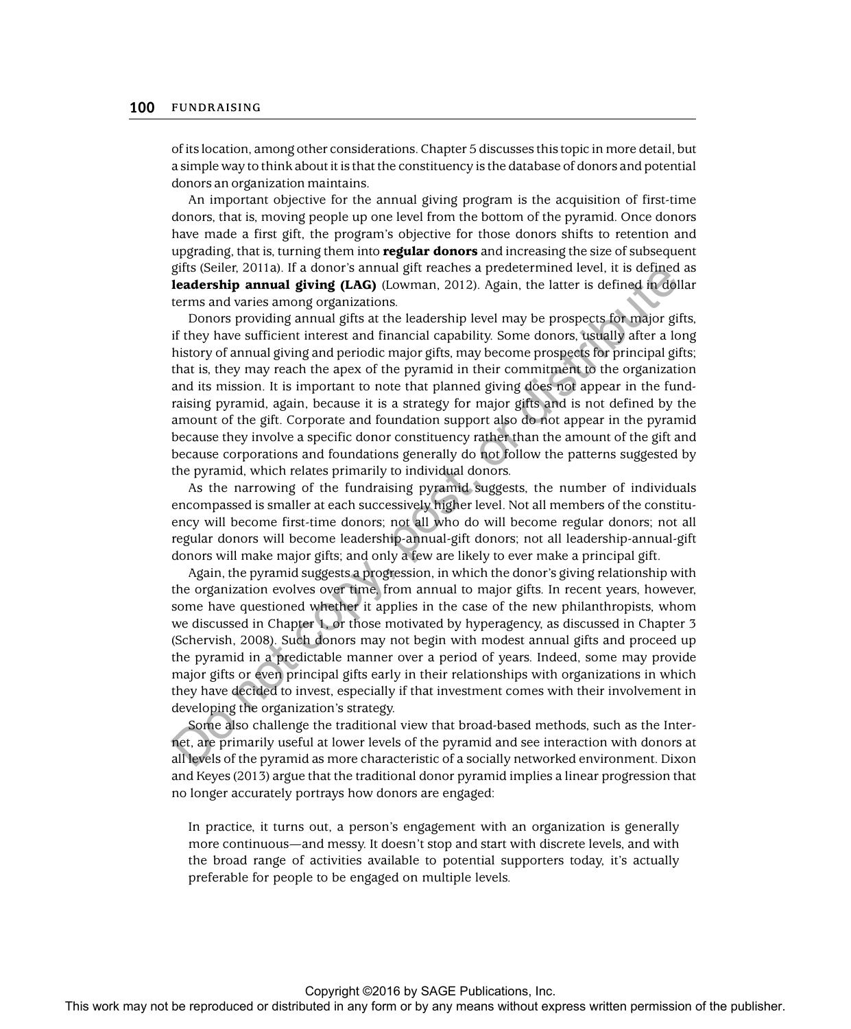of its location, among other considerations. Chapter 5 discusses this topic in more detail, but a simple way to think about it is that the constituency is the database of donors and potential donors an organization maintains.

An important objective for the annual giving program is the acquisition of first-time donors, that is, moving people up one level from the bottom of the pyramid. Once donors have made a first gift, the program's objective for those donors shifts to retention and upgrading, that is, turning them into **regular donors** and increasing the size of subsequent gifts (Seiler, 2011a). If a donor's annual gift reaches a predetermined level, it is defined as **leadership annual giving (LAG)** (Lowman, 2012). Again, the latter is defined in dollar terms and varies among organizations.

Donors providing annual gifts at the leadership level may be prospects for major gifts, if they have sufficient interest and financial capability. Some donors, usually after a long history of annual giving and periodic major gifts, may become prospects for principal gifts; that is, they may reach the apex of the pyramid in their commitment to the organization and its mission. It is important to note that planned giving does not appear in the fundraising pyramid, again, because it is a strategy for major gifts and is not defined by the amount of the gift. Corporate and foundation support also do not appear in the pyramid because they involve a specific donor constituency rather than the amount of the gift and because corporations and foundations generally do not follow the patterns suggested by the pyramid, which relates primarily to individual donors.

As the narrowing of the fundraising pyramid suggests, the number of individuals encompassed is smaller at each successively higher level. Not all members of the constituency will become first-time donors; not all who do will become regular donors; not all regular donors will become leadership-annual-gift donors; not all leadership-annual-gift donors will make major gifts; and only a few are likely to ever make a principal gift.

Again, the pyramid suggests a progression, in which the donor's giving relationship with the organization evolves over time, from annual to major gifts. In recent years, however, some have questioned whether it applies in the case of the new philanthropists, whom we discussed in Chapter 1, or those motivated by hyperagency, as discussed in Chapter 3 (Schervish, 2008). Such donors may not begin with modest annual gifts and proceed up the pyramid in a predictable manner over a period of years. Indeed, some may provide major gifts or even principal gifts early in their relationships with organizations in which they have decided to invest, especially if that investment comes with their involvement in developing the organization's strategy.

Some also challenge the traditional view that broad-based methods, such as the Internet, are primarily useful at lower levels of the pyramid and see interaction with donors at all levels of the pyramid as more characteristic of a socially networked environment. Dixon and Keyes (2013) argue that the traditional donor pyramid implies a linear progression that no longer accurately portrays how donors are engaged:

> In practice, it turns out, a person's engagement with an organization is generally more continuous—and messy. It doesn't stop and start with discrete levels, and with the broad range of activities available to potential supporters today, it's actually preferable for people to be engaged on multiple levels.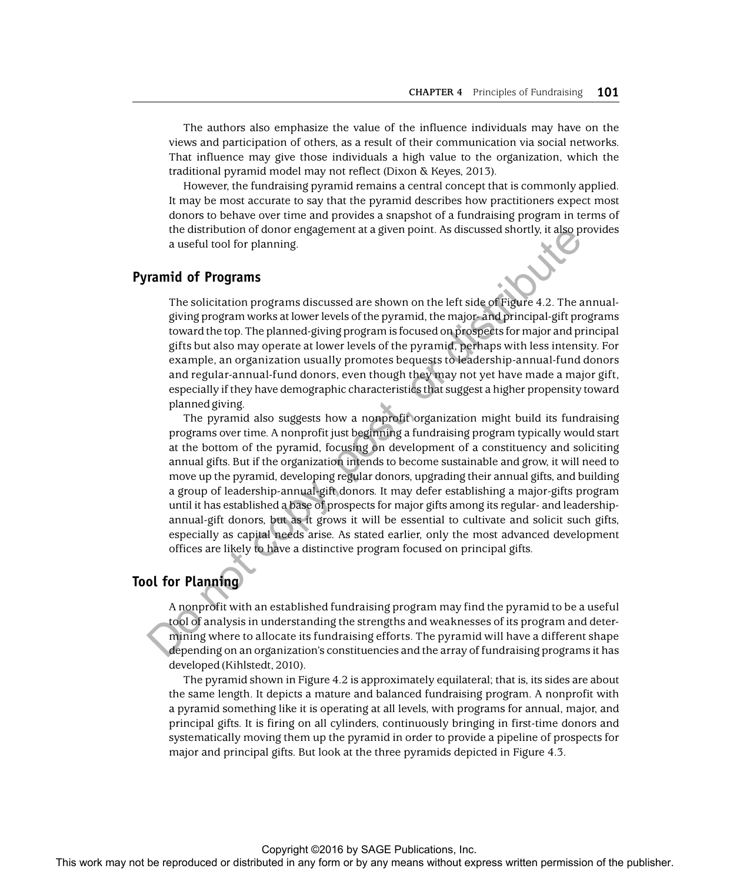The authors also emphasize the value of the influence individuals may have on the views and participation of others, as a result of their communication via social networks. That influence may give those individuals a high value to the organization, which the traditional pyramid model may not reflect (Dixon & Keyes, 2013).

However, the fundraising pyramid remains a central concept that is commonly applied. It may be most accurate to say that the pyramid describes how practitioners expect most donors to behave over time and provides a snapshot of a fundraising program in terms of the distribution of donor engagement at a given point. As discussed shortly, it also provides a useful tool for planning.

## Pyramid of Programs

The solicitation programs discussed are shown on the left side of Figure 4.2. The annual-giving program works at lower levels of the pyramid, the major- and principal-gift programs toward the top. The planned-giving program is focused on prospects for major and principal gifts but also may operate at lower levels of the pyramid, perhaps with less intensity. For example, an organization usually promotes bequests to leadership-annual-fund donors and regular-annual-fund donors, even though they may not yet have made a major gift, especially if they have demographic characteristics that suggest a higher propensity toward planned giving.

The pyramid also suggests how a nonprofit organization might build its fundraising programs over time. A nonprofit just beginning a fundraising program typically would start at the bottom of the pyramid, focusing on development of a constituency and soliciting annual gifts. But if the organization intends to become sustainable and grow, it will need to move up the pyramid, developing regular donors, upgrading their annual gifts, and building a group of leadership-annual-gift donors. It may defer establishing a major-gifts program until it has established a base of prospects for major gifts among its regular- and leadership-annual-gift donors, but as it grows it will be essential to cultivate and solicit such gifts, especially as capital needs arise. As stated earlier, only the most advanced development offices are likely to have a distinctive program focused on principal gifts.

## Tool for Planning

A nonprofit with an established fundraising program may find the pyramid to be a useful tool of analysis in understanding the strengths and weaknesses of its program and determining where to allocate its fundraising efforts. The pyramid will have a different shape depending on an organization's constituencies and the array of fundraising programs it has developed (Kihlstedt, 2010).

The pyramid shown in Figure 4.2 is approximately equilateral; that is, its sides are about the same length. It depicts a mature and balanced fundraising program. A nonprofit with a pyramid something like it is operating at all levels, with programs for annual, major, and principal gifts. It is firing on all cylinders, continuously bringing in first-time donors and systematically moving them up the pyramid in order to provide a pipeline of prospects for major and principal gifts. But look at the three pyramids depicted in Figure 4.3.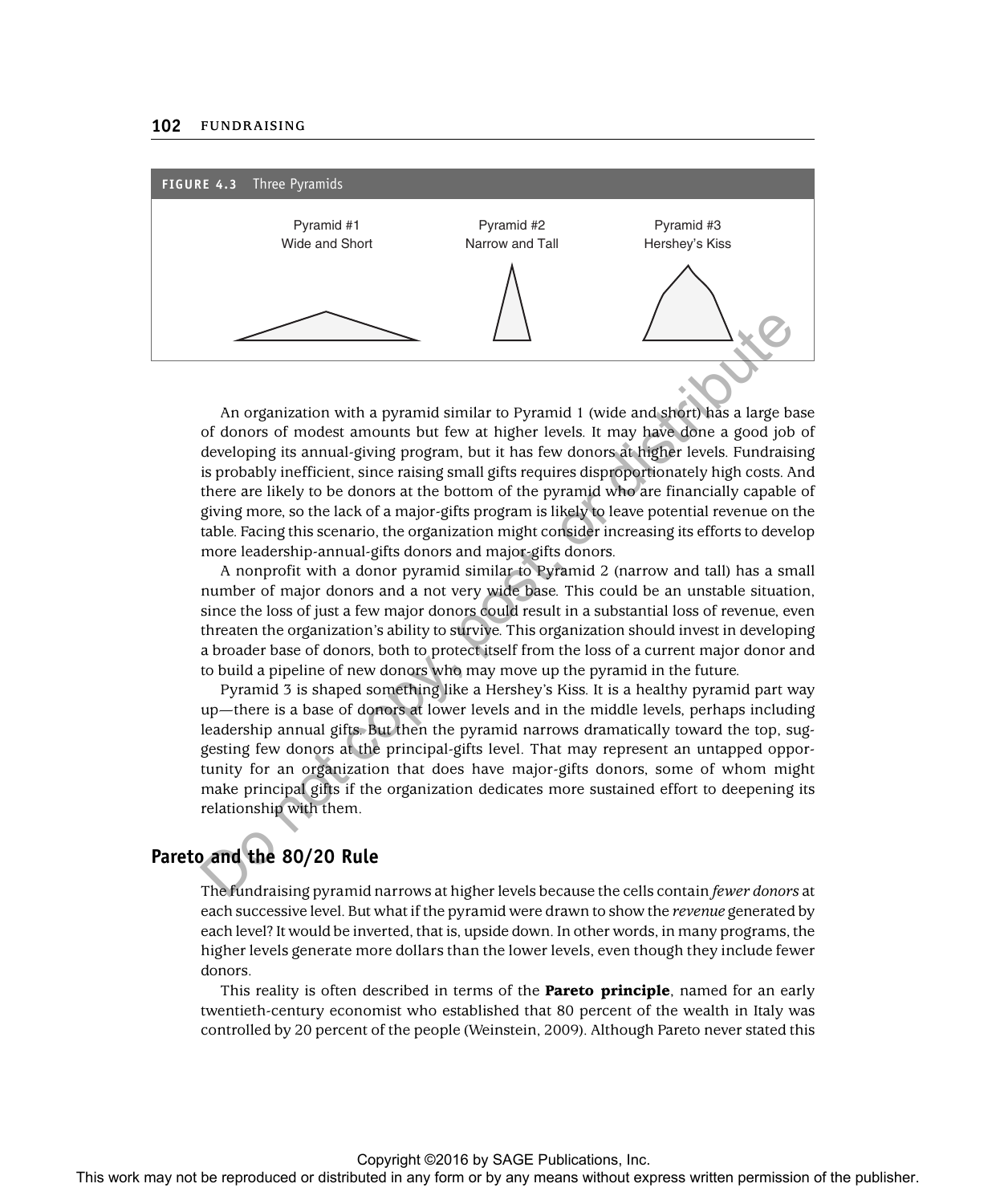**FIGURE 4.3** Three Pyramids

Pyramid #1
Wide and Short

Pyramid #2
Narrow and Tall

Pyramid #3
Hershey's Kiss

An organization with a pyramid similar to Pyramid 1 (wide and short) has a large base of donors of modest amounts but few at higher levels. It may have done a good job of developing its annual-giving program, but it has few donors at higher levels. Fundraising is probably inefficient, since raising small gifts requires disproportionately high costs. And there are likely to be donors at the bottom of the pyramid who are financially capable of giving more, so the lack of a major-gifts program is likely to leave potential revenue on the table. Facing this scenario, the organization might consider increasing its efforts to develop more leadership-annual-gifts donors and major-gifts donors.

A nonprofit with a donor pyramid similar to Pyramid 2 (narrow and tall) has a small number of major donors and a not very wide base. This could be an unstable situation, since the loss of just a few major donors could result in a substantial loss of revenue, even threaten the organization's ability to survive. This organization should invest in developing a broader base of donors, both to protect itself from the loss of a current major donor and to build a pipeline of new donors who may move up the pyramid in the future.

Pyramid 3 is shaped something like a Hershey's Kiss. It is a healthy pyramid part way up—there is a base of donors at lower levels and in the middle levels, perhaps including leadership annual gifts. But then the pyramid narrows dramatically toward the top, suggesting few donors at the principal-gifts level. That may represent an untapped opportunity for an organization that does have major-gifts donors, some of whom might make principal gifts if the organization dedicates more sustained effort to deepening its relationship with them.

## Pareto and the 80/20 Rule

The fundraising pyramid narrows at higher levels because the cells contain *fewer donors* at each successive level. But what if the pyramid were drawn to show the *revenue* generated by each level? It would be inverted, that is, upside down. In other words, in many programs, the higher levels generate more dollars than the lower levels, even though they include fewer donors.

This reality is often described in terms of the **Pareto principle**, named for an early twentieth-century economist who established that 80 percent of the wealth in Italy was controlled by 20 percent of the people (Weinstein, 2009). Although Pareto never stated this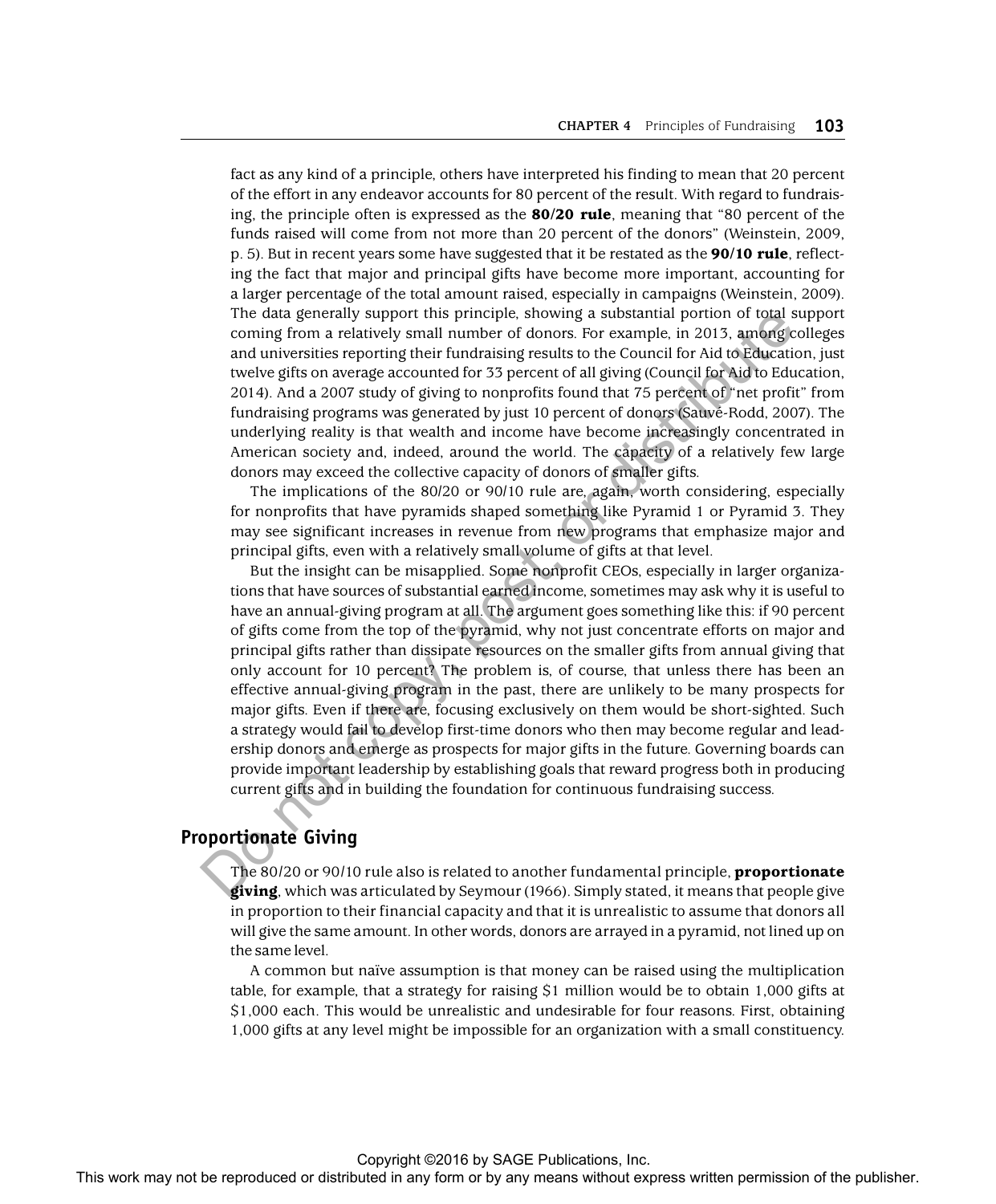fact as any kind of a principle, others have interpreted his finding to mean that 20 percent of the effort in any endeavor accounts for 80 percent of the result. With regard to fundraising, the principle often is expressed as the **80/20 rule**, meaning that "80 percent of the funds raised will come from not more than 20 percent of the donors" (Weinstein, 2009, p. 5). But in recent years some have suggested that it be restated as the **90/10 rule**, reflecting the fact that major and principal gifts have become more important, accounting for a larger percentage of the total amount raised, especially in campaigns (Weinstein, 2009). The data generally support this principle, showing a substantial portion of total support coming from a relatively small number of donors. For example, in 2013, among colleges and universities reporting their fundraising results to the Council for Aid to Education, just twelve gifts on average accounted for 33 percent of all giving (Council for Aid to Education, 2014). And a 2007 study of giving to nonprofits found that 75 percent of "net profit" from fundraising programs was generated by just 10 percent of donors (Sauvé-Rodd, 2007). The underlying reality is that wealth and income have become increasingly concentrated in American society and, indeed, around the world. The capacity of a relatively few large donors may exceed the collective capacity of donors of smaller gifts.

The implications of the 80/20 or 90/10 rule are, again, worth considering, especially for nonprofits that have pyramids shaped something like Pyramid 1 or Pyramid 3. They may see significant increases in revenue from new programs that emphasize major and principal gifts, even with a relatively small volume of gifts at that level.

But the insight can be misapplied. Some nonprofit CEOs, especially in larger organizations that have sources of substantial earned income, sometimes may ask why it is useful to have an annual-giving program at all. The argument goes something like this: if 90 percent of gifts come from the top of the pyramid, why not just concentrate efforts on major and principal gifts rather than dissipate resources on the smaller gifts from annual giving that only account for 10 percent? The problem is, of course, that unless there has been an effective annual-giving program in the past, there are unlikely to be many prospects for major gifts. Even if there are, focusing exclusively on them would be short-sighted. Such a strategy would fail to develop first-time donors who then may become regular and leadership donors and emerge as prospects for major gifts in the future. Governing boards can provide important leadership by establishing goals that reward progress both in producing current gifts and in building the foundation for continuous fundraising success.

## Proportionate Giving

The 80/20 or 90/10 rule also is related to another fundamental principle, **proportionate giving**, which was articulated by Seymour (1966). Simply stated, it means that people give in proportion to their financial capacity and that it is unrealistic to assume that donors all will give the same amount. In other words, donors are arrayed in a pyramid, not lined up on the same level.

A common but naïve assumption is that money can be raised using the multiplication table, for example, that a strategy for raising $1 million would be to obtain 1,000 gifts at $1,000 each. This would be unrealistic and undesirable for four reasons. First, obtaining 1,000 gifts at any level might be impossible for an organization with a small constituency.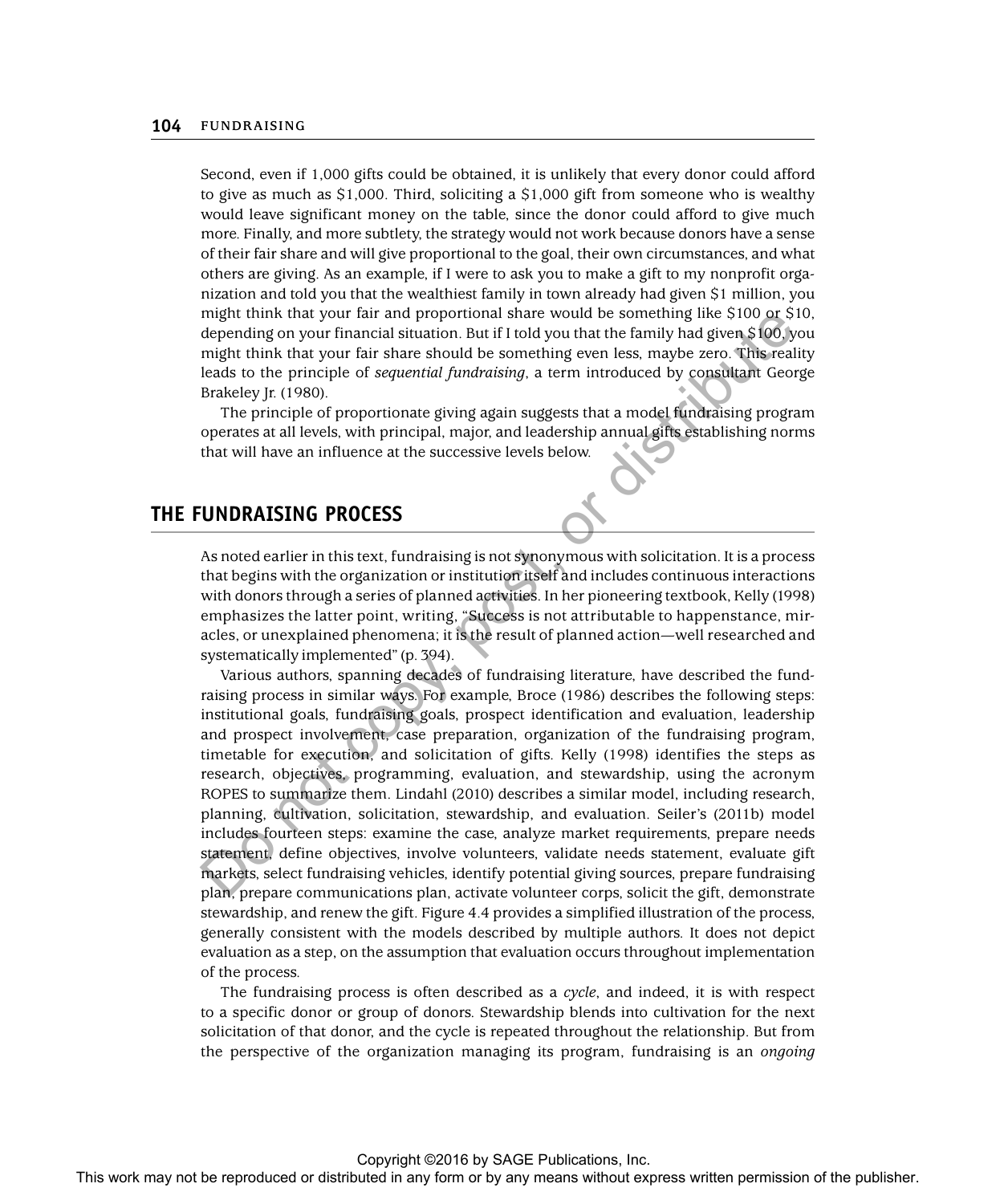Second, even if 1,000 gifts could be obtained, it is unlikely that every donor could afford to give as much as $1,000. Third, soliciting a $1,000 gift from someone who is wealthy would leave significant money on the table, since the donor could afford to give much more. Finally, and more subtlety, the strategy would not work because donors have a sense of their fair share and will give proportional to the goal, their own circumstances, and what others are giving. As an example, if I were to ask you to make a gift to my nonprofit organization and told you that the wealthiest family in town already had given $1 million, you might think that your fair and proportional share would be something like $100 or $10, depending on your financial situation. But if I told you that the family had given $100, you might think that your fair share should be something even less, maybe zero. This reality leads to the principle of *sequential fundraising*, a term introduced by consultant George Brakeley Jr. (1980).

The principle of proportionate giving again suggests that a model fundraising program operates at all levels, with principal, major, and leadership annual gifts establishing norms that will have an influence at the successive levels below.

## THE FUNDRAISING PROCESS

As noted earlier in this text, fundraising is not synonymous with solicitation. It is a process that begins with the organization or institution itself and includes continuous interactions with donors through a series of planned activities. In her pioneering textbook, Kelly (1998) emphasizes the latter point, writing, "Success is not attributable to happenstance, miracles, or unexplained phenomena; it is the result of planned action—well researched and systematically implemented" (p. 394).

Various authors, spanning decades of fundraising literature, have described the fundraising process in similar ways. For example, Broce (1986) describes the following steps: institutional goals, fundraising goals, prospect identification and evaluation, leadership and prospect involvement, case preparation, organization of the fundraising program, timetable for execution, and solicitation of gifts. Kelly (1998) identifies the steps as research, objectives, programming, evaluation, and stewardship, using the acronym ROPES to summarize them. Lindahl (2010) describes a similar model, including research, planning, cultivation, solicitation, stewardship, and evaluation. Seiler's (2011b) model includes fourteen steps: examine the case, analyze market requirements, prepare needs statement, define objectives, involve volunteers, validate needs statement, evaluate gift markets, select fundraising vehicles, identify potential giving sources, prepare fundraising plan, prepare communications plan, activate volunteer corps, solicit the gift, demonstrate stewardship, and renew the gift. Figure 4.4 provides a simplified illustration of the process, generally consistent with the models described by multiple authors. It does not depict evaluation as a step, on the assumption that evaluation occurs throughout implementation of the process.

The fundraising process is often described as a *cycle*, and indeed, it is with respect to a specific donor or group of donors. Stewardship blends into cultivation for the next solicitation of that donor, and the cycle is repeated throughout the relationship. But from the perspective of the organization managing its program, fundraising is an *ongoing*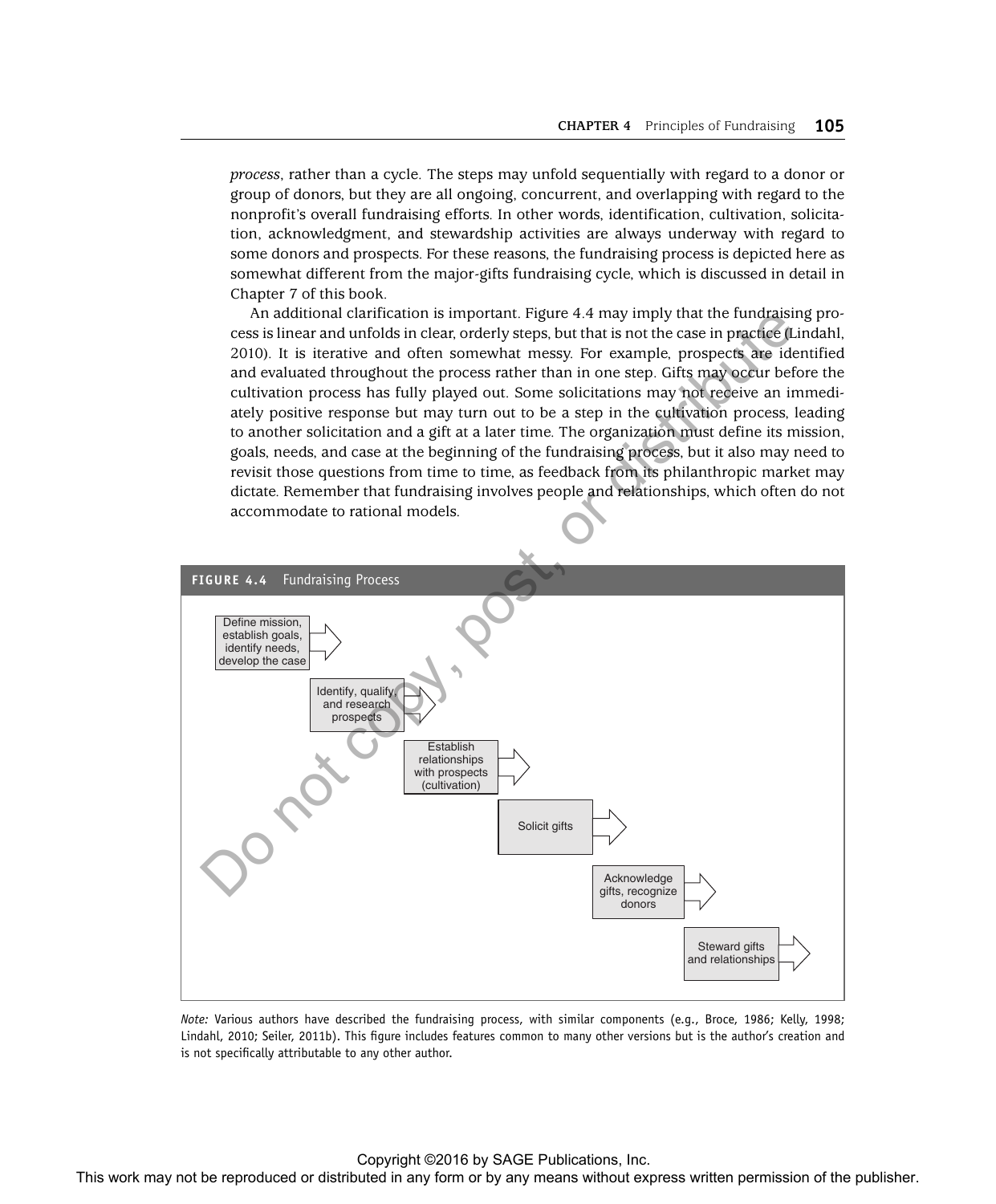*process*, rather than a cycle. The steps may unfold sequentially with regard to a donor or group of donors, but they are all ongoing, concurrent, and overlapping with regard to the nonprofit's overall fundraising efforts. In other words, identification, cultivation, solicitation, acknowledgment, and stewardship activities are always underway with regard to some donors and prospects. For these reasons, the fundraising process is depicted here as somewhat different from the major-gifts fundraising cycle, which is discussed in detail in Chapter 7 of this book.

An additional clarification is important. Figure 4.4 may imply that the fundraising process is linear and unfolds in clear, orderly steps, but that is not the case in practice (Lindahl, 2010). It is iterative and often somewhat messy. For example, prospects are identified and evaluated throughout the process rather than in one step. Gifts may occur before the cultivation process has fully played out. Some solicitations may not receive an immediately positive response but may turn out to be a step in the cultivation process, leading to another solicitation and a gift at a later time. The organization must define its mission, goals, needs, and case at the beginning of the fundraising process, but it also may need to revisit those questions from time to time, as feedback from its philanthropic market may dictate. Remember that fundraising involves people and relationships, which often do not accommodate to rational models.

**FIGURE 4.4** Fundraising Process

Define mission, establish goals, identify needs, develop the case → Identify, qualify, and research prospects → Establish relationships with prospects (cultivation) → Solicit gifts → Acknowledge gifts, recognize donors → Steward gifts and relationships →

*Note:* Various authors have described the fundraising process, with similar components (e.g., Broce, 1986; Kelly, 1998; Lindahl, 2010; Seiler, 2011b). This figure includes features common to many other versions but is the author's creation and is not specifically attributable to any other author.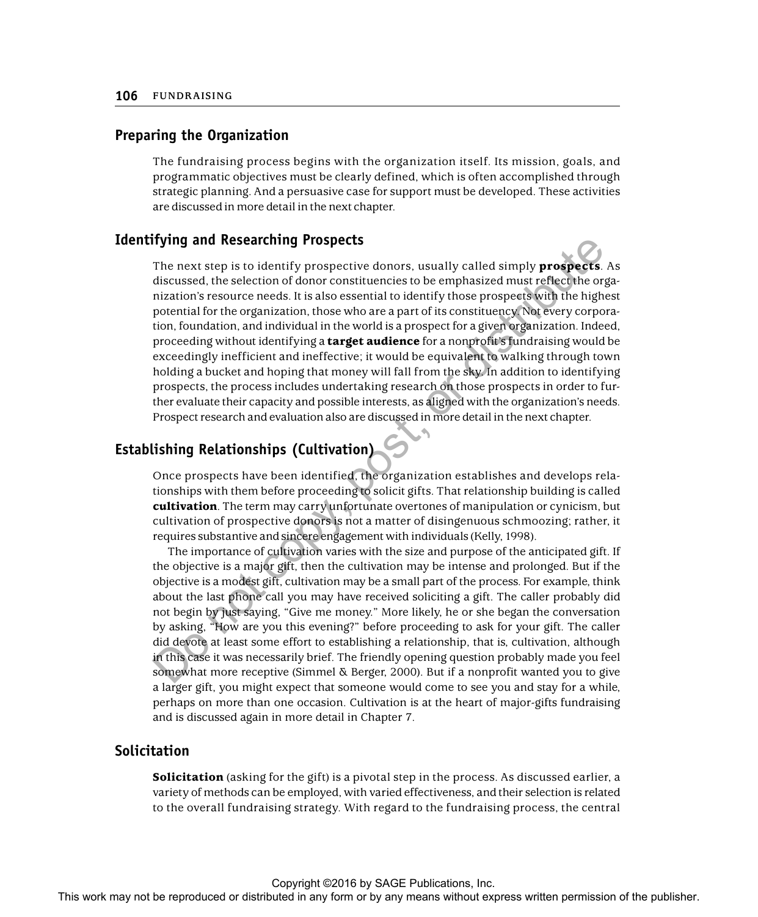## Preparing the Organization

The fundraising process begins with the organization itself. Its mission, goals, and programmatic objectives must be clearly defined, which is often accomplished through strategic planning. And a persuasive case for support must be developed. These activities are discussed in more detail in the next chapter.

## Identifying and Researching Prospects

The next step is to identify prospective donors, usually called simply **prospects**. As discussed, the selection of donor constituencies to be emphasized must reflect the organization's resource needs. It is also essential to identify those prospects with the highest potential for the organization, those who are a part of its constituency. Not every corporation, foundation, and individual in the world is a prospect for a given organization. Indeed, proceeding without identifying a **target audience** for a nonprofit's fundraising would be exceedingly inefficient and ineffective; it would be equivalent to walking through town holding a bucket and hoping that money will fall from the sky. In addition to identifying prospects, the process includes undertaking research on those prospects in order to further evaluate their capacity and possible interests, as aligned with the organization's needs. Prospect research and evaluation also are discussed in more detail in the next chapter.

## Establishing Relationships (Cultivation)

Once prospects have been identified, the organization establishes and develops relationships with them before proceeding to solicit gifts. That relationship building is called **cultivation**. The term may carry unfortunate overtones of manipulation or cynicism, but cultivation of prospective donors is not a matter of disingenuous schmoozing; rather, it requires substantive and sincere engagement with individuals (Kelly, 1998).

The importance of cultivation varies with the size and purpose of the anticipated gift. If the objective is a major gift, then the cultivation may be intense and prolonged. But if the objective is a modest gift, cultivation may be a small part of the process. For example, think about the last phone call you may have received soliciting a gift. The caller probably did not begin by just saying, "Give me money." More likely, he or she began the conversation by asking, "How are you this evening?" before proceeding to ask for your gift. The caller did devote at least some effort to establishing a relationship, that is, cultivation, although in this case it was necessarily brief. The friendly opening question probably made you feel somewhat more receptive (Simmel & Berger, 2000). But if a nonprofit wanted you to give a larger gift, you might expect that someone would come to see you and stay for a while, perhaps on more than one occasion. Cultivation is at the heart of major-gifts fundraising and is discussed again in more detail in Chapter 7.

## Solicitation

**Solicitation** (asking for the gift) is a pivotal step in the process. As discussed earlier, a variety of methods can be employed, with varied effectiveness, and their selection is related to the overall fundraising strategy. With regard to the fundraising process, the central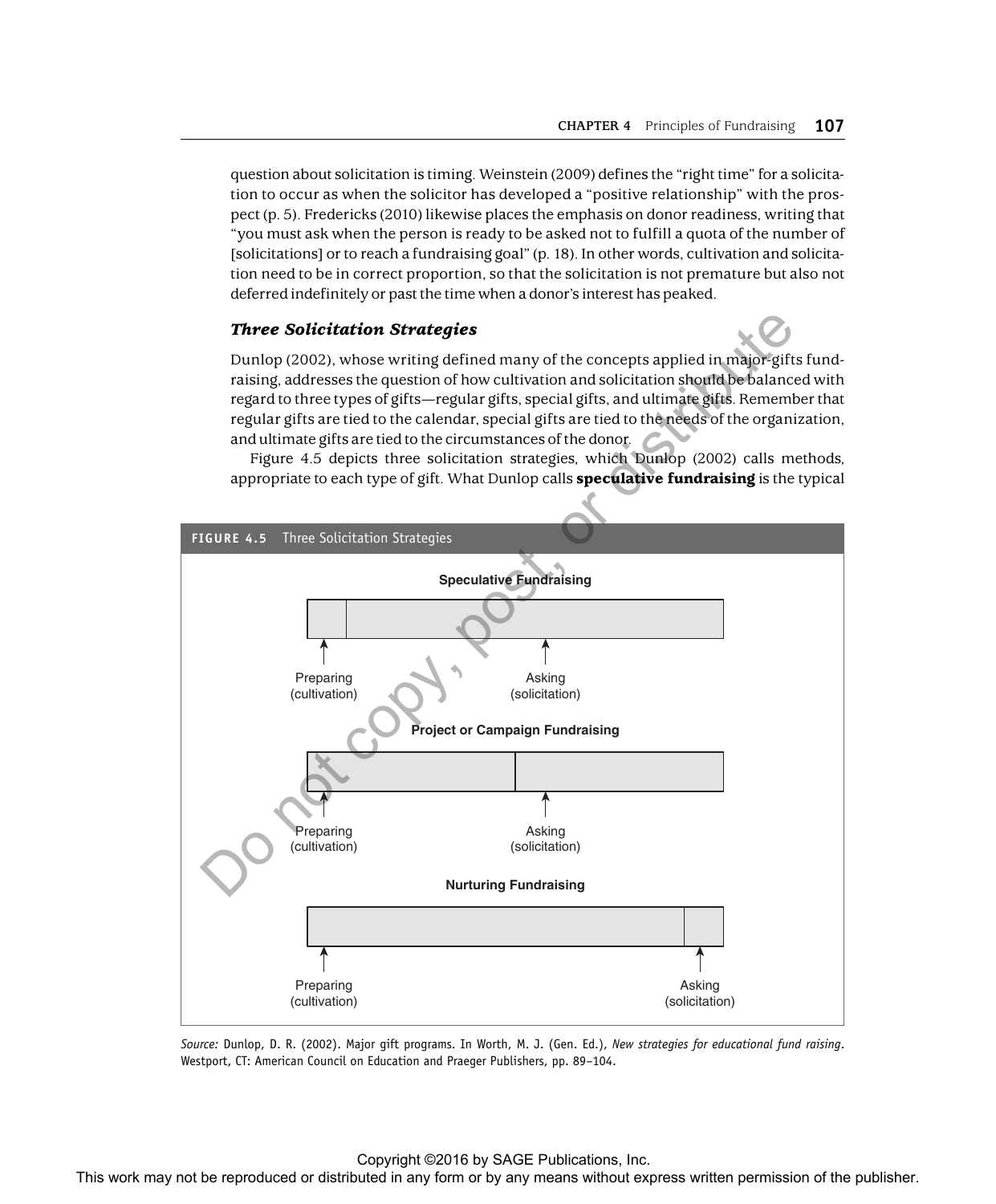question about solicitation is timing. Weinstein (2009) defines the "right time" for a solicitation to occur as when the solicitor has developed a "positive relationship" with the prospect (p. 5). Fredericks (2010) likewise places the emphasis on donor readiness, writing that "you must ask when the person is ready to be asked not to fulfill a quota of the number of [solicitations] or to reach a fundraising goal" (p. 18). In other words, cultivation and solicitation need to be in correct proportion, so that the solicitation is not premature but also not deferred indefinitely or past the time when a donor's interest has peaked.

### *Three Solicitation Strategies*

Dunlop (2002), whose writing defined many of the concepts applied in major-gifts fundraising, addresses the question of how cultivation and solicitation should be balanced with regard to three types of gifts—regular gifts, special gifts, and ultimate gifts. Remember that regular gifts are tied to the calendar, special gifts are tied to the needs of the organization, and ultimate gifts are tied to the circumstances of the donor.

Figure 4.5 depicts three solicitation strategies, which Dunlop (2002) calls methods, appropriate to each type of gift. What Dunlop calls **speculative fundraising** is the typical

**FIGURE 4.5** Three Solicitation Strategies

**Speculative Fundraising**

Preparing (cultivation) — Asking (solicitation)

**Project or Campaign Fundraising**

Preparing (cultivation) — Asking (solicitation)

**Nurturing Fundraising**

Preparing (cultivation) — Asking (solicitation)

*Source:* Dunlop, D. R. (2002). Major gift programs. In Worth, M. J. (Gen. Ed.), *New strategies for educational fund raising*. Westport, CT: American Council on Education and Praeger Publishers, pp. 89–104.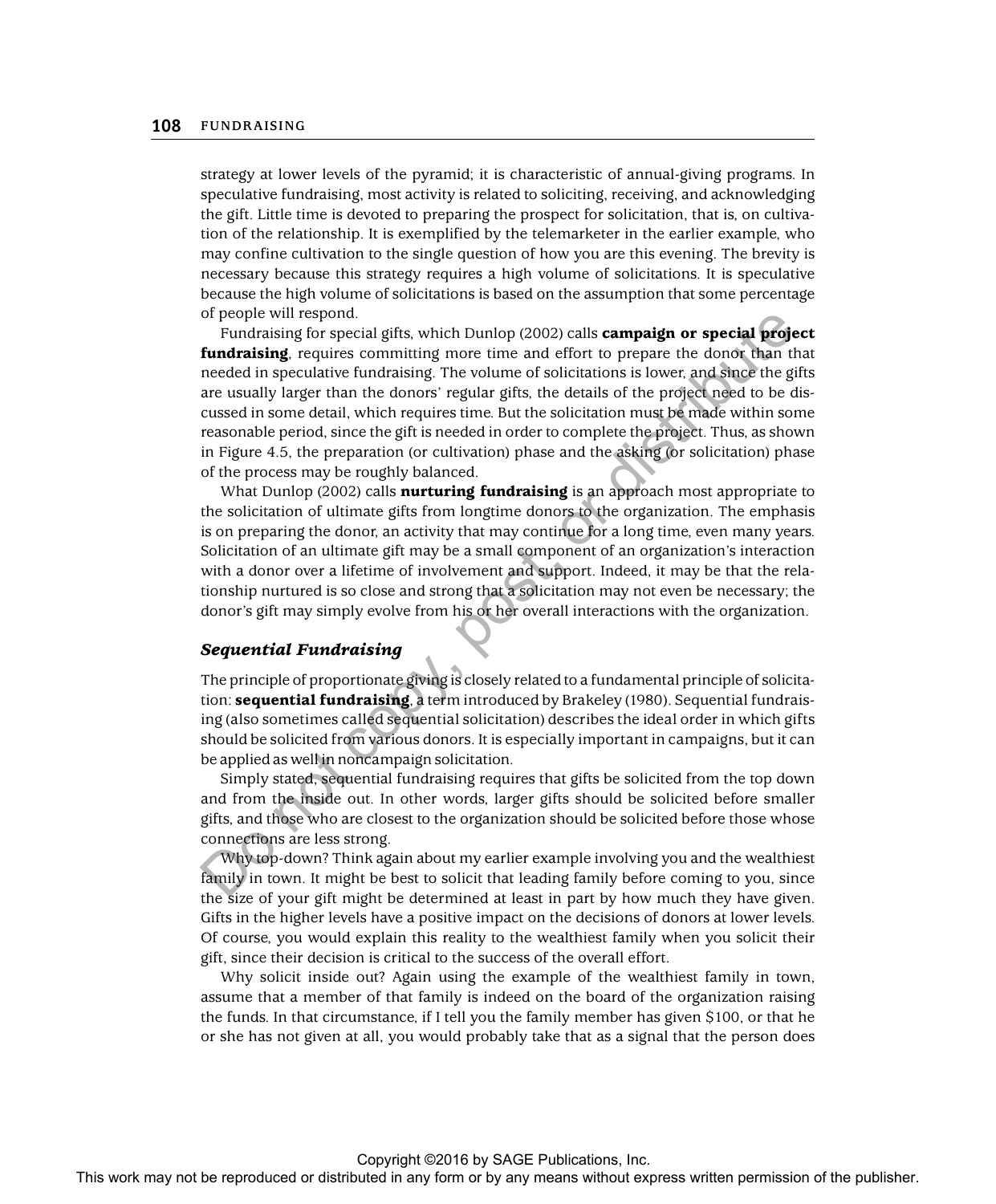strategy at lower levels of the pyramid; it is characteristic of annual-giving programs. In speculative fundraising, most activity is related to soliciting, receiving, and acknowledging the gift. Little time is devoted to preparing the prospect for solicitation, that is, on cultivation of the relationship. It is exemplified by the telemarketer in the earlier example, who may confine cultivation to the single question of how you are this evening. The brevity is necessary because this strategy requires a high volume of solicitations. It is speculative because the high volume of solicitations is based on the assumption that some percentage of people will respond.

Fundraising for special gifts, which Dunlop (2002) calls **campaign or special project fundraising**, requires committing more time and effort to prepare the donor than that needed in speculative fundraising. The volume of solicitations is lower, and since the gifts are usually larger than the donors' regular gifts, the details of the project need to be discussed in some detail, which requires time. But the solicitation must be made within some reasonable period, since the gift is needed in order to complete the project. Thus, as shown in Figure 4.5, the preparation (or cultivation) phase and the asking (or solicitation) phase of the process may be roughly balanced.

What Dunlop (2002) calls **nurturing fundraising** is an approach most appropriate to the solicitation of ultimate gifts from longtime donors to the organization. The emphasis is on preparing the donor, an activity that may continue for a long time, even many years. Solicitation of an ultimate gift may be a small component of an organization's interaction with a donor over a lifetime of involvement and support. Indeed, it may be that the relationship nurtured is so close and strong that a solicitation may not even be necessary; the donor's gift may simply evolve from his or her overall interactions with the organization.

### *Sequential Fundraising*

The principle of proportionate giving is closely related to a fundamental principle of solicitation: **sequential fundraising**, a term introduced by Brakeley (1980). Sequential fundraising (also sometimes called sequential solicitation) describes the ideal order in which gifts should be solicited from various donors. It is especially important in campaigns, but it can be applied as well in noncampaign solicitation.

Simply stated, sequential fundraising requires that gifts be solicited from the top down and from the inside out. In other words, larger gifts should be solicited before smaller gifts, and those who are closest to the organization should be solicited before those whose connections are less strong.

Why top-down? Think again about my earlier example involving you and the wealthiest family in town. It might be best to solicit that leading family before coming to you, since the size of your gift might be determined at least in part by how much they have given. Gifts in the higher levels have a positive impact on the decisions of donors at lower levels. Of course, you would explain this reality to the wealthiest family when you solicit their gift, since their decision is critical to the success of the overall effort.

Why solicit inside out? Again using the example of the wealthiest family in town, assume that a member of that family is indeed on the board of the organization raising the funds. In that circumstance, if I tell you the family member has given $100, or that he or she has not given at all, you would probably take that as a signal that the person does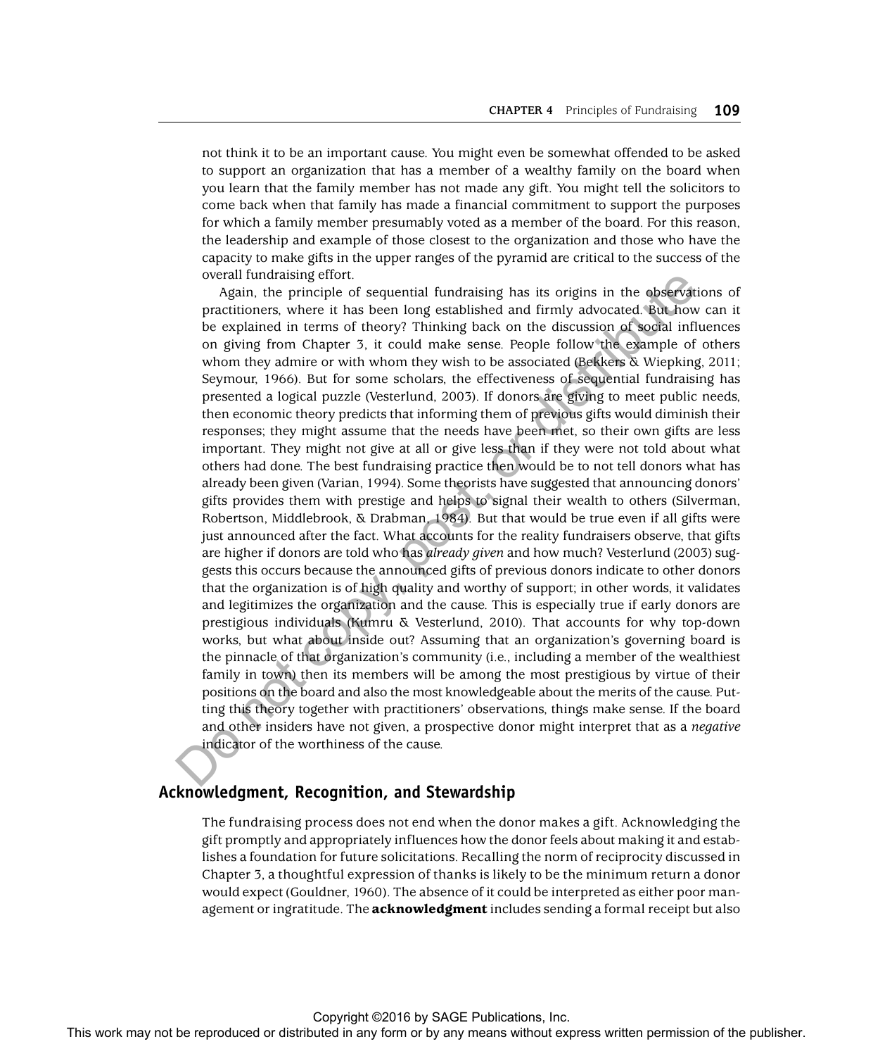not think it to be an important cause. You might even be somewhat offended to be asked to support an organization that has a member of a wealthy family on the board when you learn that the family member has not made any gift. You might tell the solicitors to come back when that family has made a financial commitment to support the purposes for which a family member presumably voted as a member of the board. For this reason, the leadership and example of those closest to the organization and those who have the capacity to make gifts in the upper ranges of the pyramid are critical to the success of the overall fundraising effort.

Again, the principle of sequential fundraising has its origins in the observations of practitioners, where it has been long established and firmly advocated. But how can it be explained in terms of theory? Thinking back on the discussion of social influences on giving from Chapter 3, it could make sense. People follow the example of others whom they admire or with whom they wish to be associated (Bekkers & Wiepking, 2011; Seymour, 1966). But for some scholars, the effectiveness of sequential fundraising has presented a logical puzzle (Vesterlund, 2003). If donors are giving to meet public needs, then economic theory predicts that informing them of previous gifts would diminish their responses; they might assume that the needs have been met, so their own gifts are less important. They might not give at all or give less than if they were not told about what others had done. The best fundraising practice then would be to not tell donors what has already been given (Varian, 1994). Some theorists have suggested that announcing donors' gifts provides them with prestige and helps to signal their wealth to others (Silverman, Robertson, Middlebrook, & Drabman, 1984). But that would be true even if all gifts were just announced after the fact. What accounts for the reality fundraisers observe, that gifts are higher if donors are told who has *already given* and how much? Vesterlund (2003) suggests this occurs because the announced gifts of previous donors indicate to other donors that the organization is of high quality and worthy of support; in other words, it validates and legitimizes the organization and the cause. This is especially true if early donors are prestigious individuals (Kumru & Vesterlund, 2010). That accounts for why top-down works, but what about inside out? Assuming that an organization's governing board is the pinnacle of that organization's community (i.e., including a member of the wealthiest family in town) then its members will be among the most prestigious by virtue of their positions on the board and also the most knowledgeable about the merits of the cause. Putting this theory together with practitioners' observations, things make sense. If the board and other insiders have not given, a prospective donor might interpret that as a *negative* indicator of the worthiness of the cause.

## Acknowledgment, Recognition, and Stewardship

The fundraising process does not end when the donor makes a gift. Acknowledging the gift promptly and appropriately influences how the donor feels about making it and establishes a foundation for future solicitations. Recalling the norm of reciprocity discussed in Chapter 3, a thoughtful expression of thanks is likely to be the minimum return a donor would expect (Gouldner, 1960). The absence of it could be interpreted as either poor management or ingratitude. The **acknowledgment** includes sending a formal receipt but also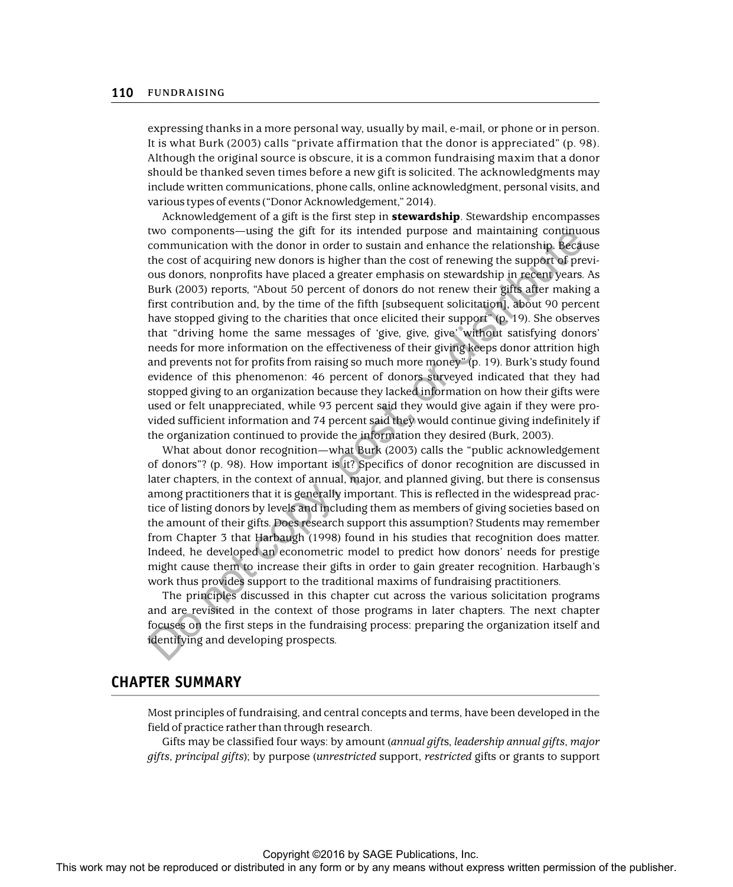expressing thanks in a more personal way, usually by mail, e-mail, or phone or in person. It is what Burk (2003) calls "private affirmation that the donor is appreciated" (p. 98). Although the original source is obscure, it is a common fundraising maxim that a donor should be thanked seven times before a new gift is solicited. The acknowledgments may include written communications, phone calls, online acknowledgment, personal visits, and various types of events ("Donor Acknowledgement," 2014).

Acknowledgement of a gift is the first step in **stewardship**. Stewardship encompasses two components—using the gift for its intended purpose and maintaining continuous communication with the donor in order to sustain and enhance the relationship. Because the cost of acquiring new donors is higher than the cost of renewing the support of previous donors, nonprofits have placed a greater emphasis on stewardship in recent years. As Burk (2003) reports, "About 50 percent of donors do not renew their gifts after making a first contribution and, by the time of the fifth [subsequent solicitation], about 90 percent have stopped giving to the charities that once elicited their support" (p. 19). She observes that "driving home the same messages of 'give, give, give' without satisfying donors' needs for more information on the effectiveness of their giving keeps donor attrition high and prevents not for profits from raising so much more money" (p. 19). Burk's study found evidence of this phenomenon: 46 percent of donors surveyed indicated that they had stopped giving to an organization because they lacked information on how their gifts were used or felt unappreciated, while 93 percent said they would give again if they were provided sufficient information and 74 percent said they would continue giving indefinitely if the organization continued to provide the information they desired (Burk, 2003).

What about donor recognition—what Burk (2003) calls the "public acknowledgement of donors"? (p. 98). How important is it? Specifics of donor recognition are discussed in later chapters, in the context of annual, major, and planned giving, but there is consensus among practitioners that it is generally important. This is reflected in the widespread practice of listing donors by levels and including them as members of giving societies based on the amount of their gifts. Does research support this assumption? Students may remember from Chapter 3 that Harbaugh (1998) found in his studies that recognition does matter. Indeed, he developed an econometric model to predict how donors' needs for prestige might cause them to increase their gifts in order to gain greater recognition. Harbaugh's work thus provides support to the traditional maxims of fundraising practitioners.

The principles discussed in this chapter cut across the various solicitation programs and are revisited in the context of those programs in later chapters. The next chapter focuses on the first steps in the fundraising process: preparing the organization itself and identifying and developing prospects.

## CHAPTER SUMMARY

Most principles of fundraising, and central concepts and terms, have been developed in the field of practice rather than through research.

Gifts may be classified four ways: by amount (*annual gifts*, *leadership annual gifts*, *major gifts*, *principal gifts*); by purpose (*unrestricted* support, *restricted* gifts or grants to support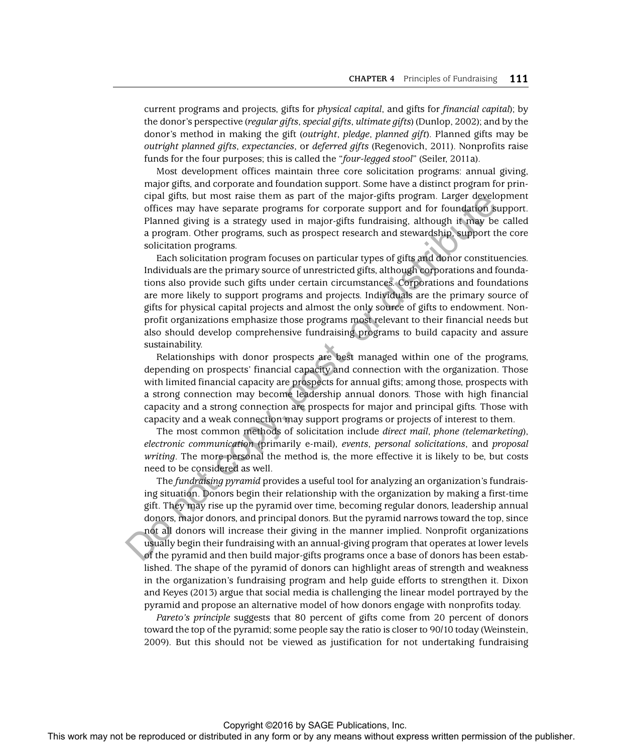current programs and projects, gifts for *physical capital*, and gifts for *financial capital*); by the donor's perspective (*regular gifts*, *special gifts*, *ultimate gifts*) (Dunlop, 2002); and by the donor's method in making the gift (*outright*, *pledge*, *planned gift*). Planned gifts may be *outright planned gifts*, *expectancies*, or *deferred gifts* (Regenovich, 2011). Nonprofits raise funds for the four purposes; this is called the "*four-legged stool*" (Seiler, 2011a).

Most development offices maintain three core solicitation programs: annual giving, major gifts, and corporate and foundation support. Some have a distinct program for principal gifts, but most raise them as part of the major-gifts program. Larger development offices may have separate programs for corporate support and for foundation support. Planned giving is a strategy used in major-gifts fundraising, although it may be called a program. Other programs, such as prospect research and stewardship, support the core solicitation programs.

Each solicitation program focuses on particular types of gifts and donor constituencies. Individuals are the primary source of unrestricted gifts, although corporations and foundations also provide such gifts under certain circumstances. Corporations and foundations are more likely to support programs and projects. Individuals are the primary source of gifts for physical capital projects and almost the only source of gifts to endowment. Nonprofit organizations emphasize those programs most relevant to their financial needs but also should develop comprehensive fundraising programs to build capacity and assure sustainability.

Relationships with donor prospects are best managed within one of the programs, depending on prospects' financial capacity and connection with the organization. Those with limited financial capacity are prospects for annual gifts; among those, prospects with a strong connection may become leadership annual donors. Those with high financial capacity and a strong connection are prospects for major and principal gifts. Those with capacity and a weak connection may support programs or projects of interest to them.

The most common methods of solicitation include *direct mail*, *phone (telemarketing)*, *electronic communication* (primarily e-mail), *events*, *personal solicitations*, and *proposal writing*. The more personal the method is, the more effective it is likely to be, but costs need to be considered as well.

The *fundraising pyramid* provides a useful tool for analyzing an organization's fundraising situation. Donors begin their relationship with the organization by making a first-time gift. They may rise up the pyramid over time, becoming regular donors, leadership annual donors, major donors, and principal donors. But the pyramid narrows toward the top, since not all donors will increase their giving in the manner implied. Nonprofit organizations usually begin their fundraising with an annual-giving program that operates at lower levels of the pyramid and then build major-gifts programs once a base of donors has been established. The shape of the pyramid of donors can highlight areas of strength and weakness in the organization's fundraising program and help guide efforts to strengthen it. Dixon and Keyes (2013) argue that social media is challenging the linear model portrayed by the pyramid and propose an alternative model of how donors engage with nonprofits today.

*Pareto's principle* suggests that 80 percent of gifts come from 20 percent of donors toward the top of the pyramid; some people say the ratio is closer to 90/10 today (Weinstein, 2009). But this should not be viewed as justification for not undertaking fundraising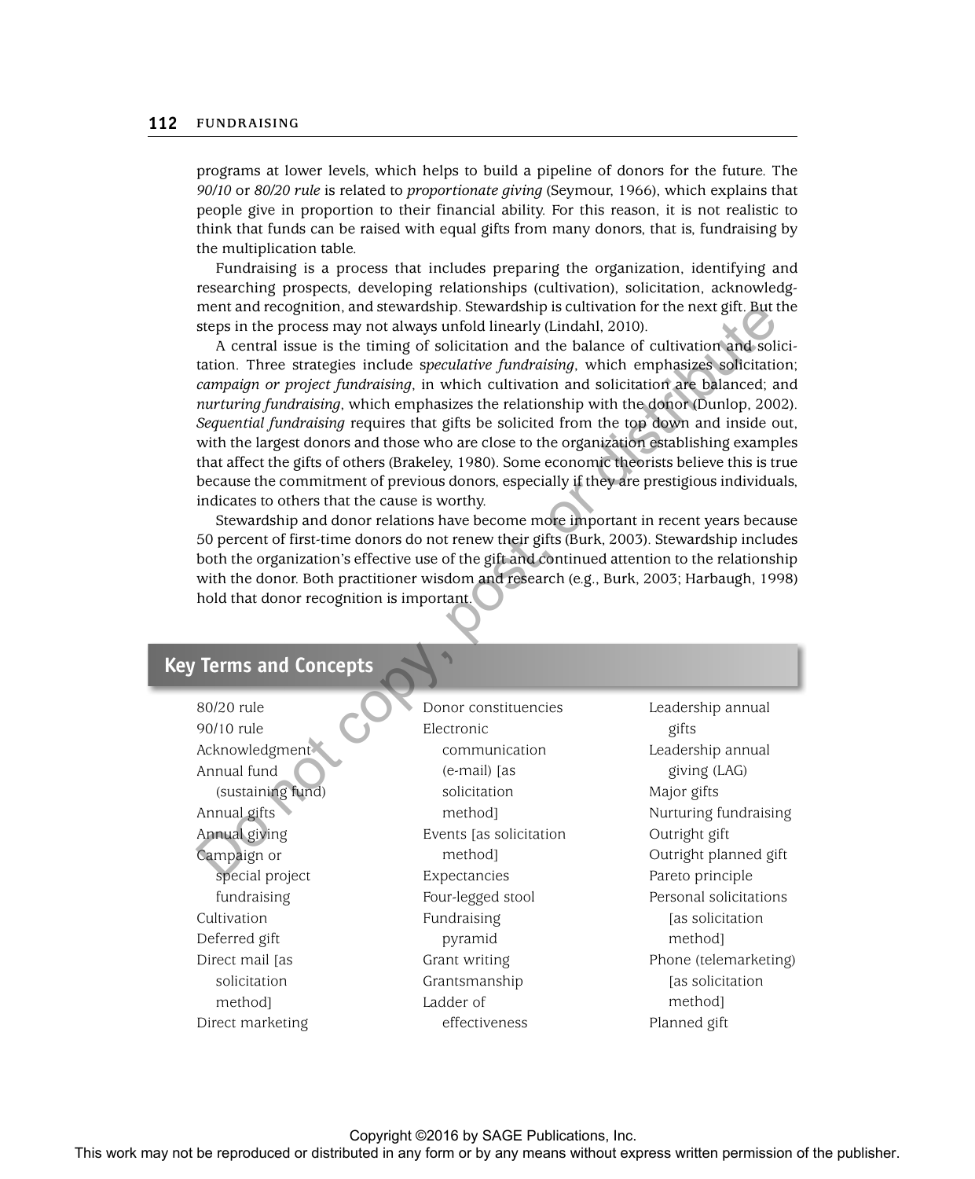programs at lower levels, which helps to build a pipeline of donors for the future. The *90/10* or *80/20 rule* is related to *proportionate giving* (Seymour, 1966), which explains that people give in proportion to their financial ability. For this reason, it is not realistic to think that funds can be raised with equal gifts from many donors, that is, fundraising by the multiplication table.

Fundraising is a process that includes preparing the organization, identifying and researching prospects, developing relationships (cultivation), solicitation, acknowledgment and recognition, and stewardship. Stewardship is cultivation for the next gift. But the steps in the process may not always unfold linearly (Lindahl, 2010).

A central issue is the timing of solicitation and the balance of cultivation and solicitation. Three strategies include *speculative fundraising*, which emphasizes solicitation; *campaign or project fundraising*, in which cultivation and solicitation are balanced; and *nurturing fundraising*, which emphasizes the relationship with the donor (Dunlop, 2002). *Sequential fundraising* requires that gifts be solicited from the top down and inside out, with the largest donors and those who are close to the organization establishing examples that affect the gifts of others (Brakeley, 1980). Some economic theorists believe this is true because the commitment of previous donors, especially if they are prestigious individuals, indicates to others that the cause is worthy.

Stewardship and donor relations have become more important in recent years because 50 percent of first-time donors do not renew their gifts (Burk, 2003). Stewardship includes both the organization's effective use of the gift and continued attention to the relationship with the donor. Both practitioner wisdom and research (e.g., Burk, 2003; Harbaugh, 1998) hold that donor recognition is important.

## Key Terms and Concepts

- 80/20 rule
- 90/10 rule
- Acknowledgment
- Annual fund (sustaining fund)
- Annual gifts
- Annual giving
- Campaign or special project fundraising
- Cultivation
- Deferred gift
- Direct mail [as solicitation method]
- Direct marketing
- Donor constituencies
- Electronic communication (e-mail) [as solicitation method]
- Events [as solicitation method]
- Expectancies
- Four-legged stool
- Fundraising pyramid
- Grant writing
- Grantsmanship
- Ladder of effectiveness
- Leadership annual gifts
- Leadership annual giving (LAG)
- Major gifts
- Nurturing fundraising
- Outright gift
- Outright planned gift
- Pareto principle
- Personal solicitations [as solicitation method]
- Phone (telemarketing) [as solicitation method]
- Planned gift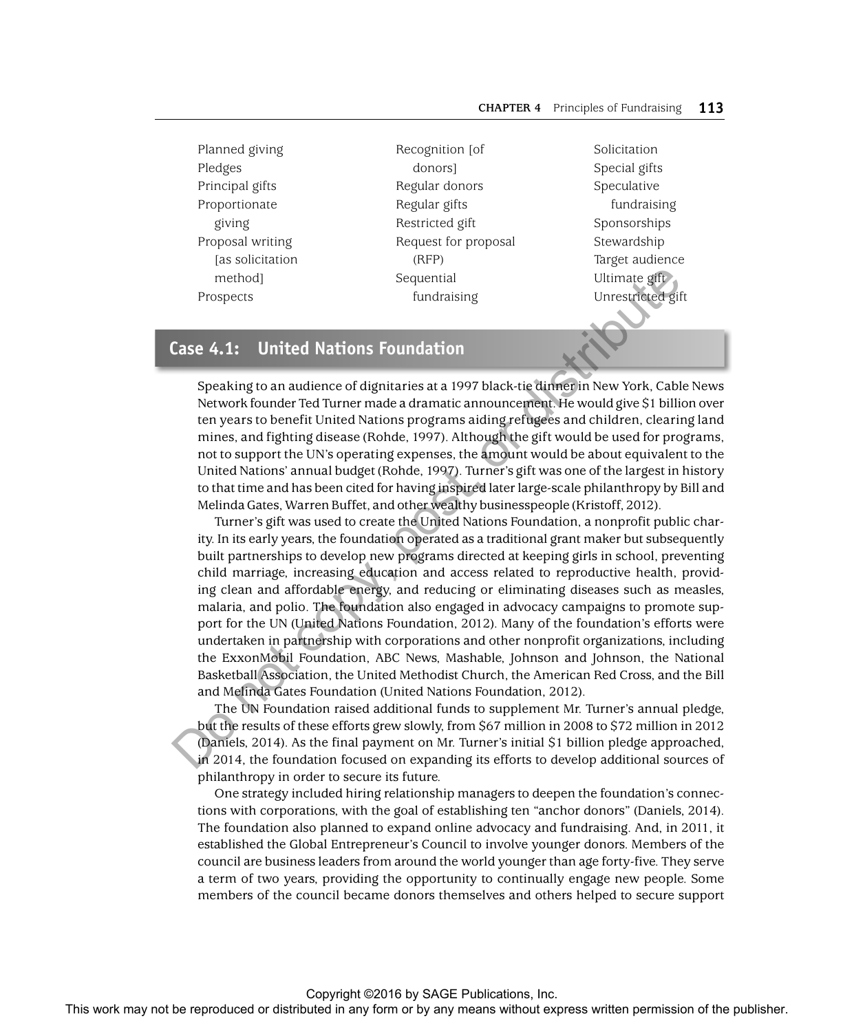Planned giving
Pledges
Principal gifts
Proportionate giving
Proposal writing [as solicitation method]
Prospects
Recognition [of donors]
Regular donors
Regular gifts
Restricted gift
Request for proposal (RFP)
Sequential fundraising
Solicitation
Special gifts
Speculative fundraising
Sponsorships
Stewardship
Target audience
Ultimate gift
Unrestricted gift

## Case 4.1: United Nations Foundation

Speaking to an audience of dignitaries at a 1997 black-tie dinner in New York, Cable News Network founder Ted Turner made a dramatic announcement. He would give $1 billion over ten years to benefit United Nations programs aiding refugees and children, clearing land mines, and fighting disease (Rohde, 1997). Although the gift would be used for programs, not to support the UN's operating expenses, the amount would be about equivalent to the United Nations' annual budget (Rohde, 1997). Turner's gift was one of the largest in history to that time and has been cited for having inspired later large-scale philanthropy by Bill and Melinda Gates, Warren Buffet, and other wealthy businesspeople (Kristoff, 2012).

Turner's gift was used to create the United Nations Foundation, a nonprofit public charity. In its early years, the foundation operated as a traditional grant maker but subsequently built partnerships to develop new programs directed at keeping girls in school, preventing child marriage, increasing education and access related to reproductive health, providing clean and affordable energy, and reducing or eliminating diseases such as measles, malaria, and polio. The foundation also engaged in advocacy campaigns to promote support for the UN (United Nations Foundation, 2012). Many of the foundation's efforts were undertaken in partnership with corporations and other nonprofit organizations, including the ExxonMobil Foundation, ABC News, Mashable, Johnson and Johnson, the National Basketball Association, the United Methodist Church, the American Red Cross, and the Bill and Melinda Gates Foundation (United Nations Foundation, 2012).

The UN Foundation raised additional funds to supplement Mr. Turner's annual pledge, but the results of these efforts grew slowly, from $67 million in 2008 to $72 million in 2012 (Daniels, 2014). As the final payment on Mr. Turner's initial $1 billion pledge approached, in 2014, the foundation focused on expanding its efforts to develop additional sources of philanthropy in order to secure its future.

One strategy included hiring relationship managers to deepen the foundation's connections with corporations, with the goal of establishing ten "anchor donors" (Daniels, 2014). The foundation also planned to expand online advocacy and fundraising. And, in 2011, it established the Global Entrepreneur's Council to involve younger donors. Members of the council are business leaders from around the world younger than age forty-five. They serve a term of two years, providing the opportunity to continually engage new people. Some members of the council became donors themselves and others helped to secure support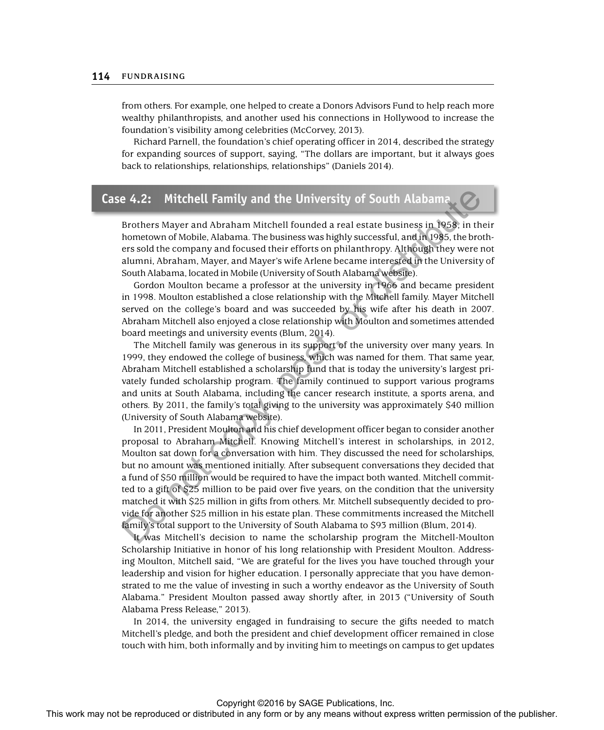from others. For example, one helped to create a Donors Advisors Fund to help reach more wealthy philanthropists, and another used his connections in Hollywood to increase the foundation's visibility among celebrities (McCorvey, 2013).

Richard Parnell, the foundation's chief operating officer in 2014, described the strategy for expanding sources of support, saying, "The dollars are important, but it always goes back to relationships, relationships, relationships" (Daniels 2014).

## Case 4.2: Mitchell Family and the University of South Alabama

Brothers Mayer and Abraham Mitchell founded a real estate business in 1958, in their hometown of Mobile, Alabama. The business was highly successful, and in 1985, the brothers sold the company and focused their efforts on philanthropy. Although they were not alumni, Abraham, Mayer, and Mayer's wife Arlene became interested in the University of South Alabama, located in Mobile (University of South Alabama website).

Gordon Moulton became a professor at the university in 1966 and became president in 1998. Moulton established a close relationship with the Mitchell family. Mayer Mitchell served on the college's board and was succeeded by his wife after his death in 2007. Abraham Mitchell also enjoyed a close relationship with Moulton and sometimes attended board meetings and university events (Blum, 2014).

The Mitchell family was generous in its support of the university over many years. In 1999, they endowed the college of business, which was named for them. That same year, Abraham Mitchell established a scholarship fund that is today the university's largest privately funded scholarship program. The family continued to support various programs and units at South Alabama, including the cancer research institute, a sports arena, and others. By 2011, the family's total giving to the university was approximately $40 million (University of South Alabama website).

In 2011, President Moulton and his chief development officer began to consider another proposal to Abraham Mitchell. Knowing Mitchell's interest in scholarships, in 2012, Moulton sat down for a conversation with him. They discussed the need for scholarships, but no amount was mentioned initially. After subsequent conversations they decided that a fund of $50 million would be required to have the impact both wanted. Mitchell committed to a gift of $25 million to be paid over five years, on the condition that the university matched it with $25 million in gifts from others. Mr. Mitchell subsequently decided to provide for another $25 million in his estate plan. These commitments increased the Mitchell family's total support to the University of South Alabama to $93 million (Blum, 2014).

It was Mitchell's decision to name the scholarship program the Mitchell-Moulton Scholarship Initiative in honor of his long relationship with President Moulton. Addressing Moulton, Mitchell said, "We are grateful for the lives you have touched through your leadership and vision for higher education. I personally appreciate that you have demonstrated to me the value of investing in such a worthy endeavor as the University of South Alabama." President Moulton passed away shortly after, in 2013 ("University of South Alabama Press Release," 2013).

In 2014, the university engaged in fundraising to secure the gifts needed to match Mitchell's pledge, and both the president and chief development officer remained in close touch with him, both informally and by inviting him to meetings on campus to get updates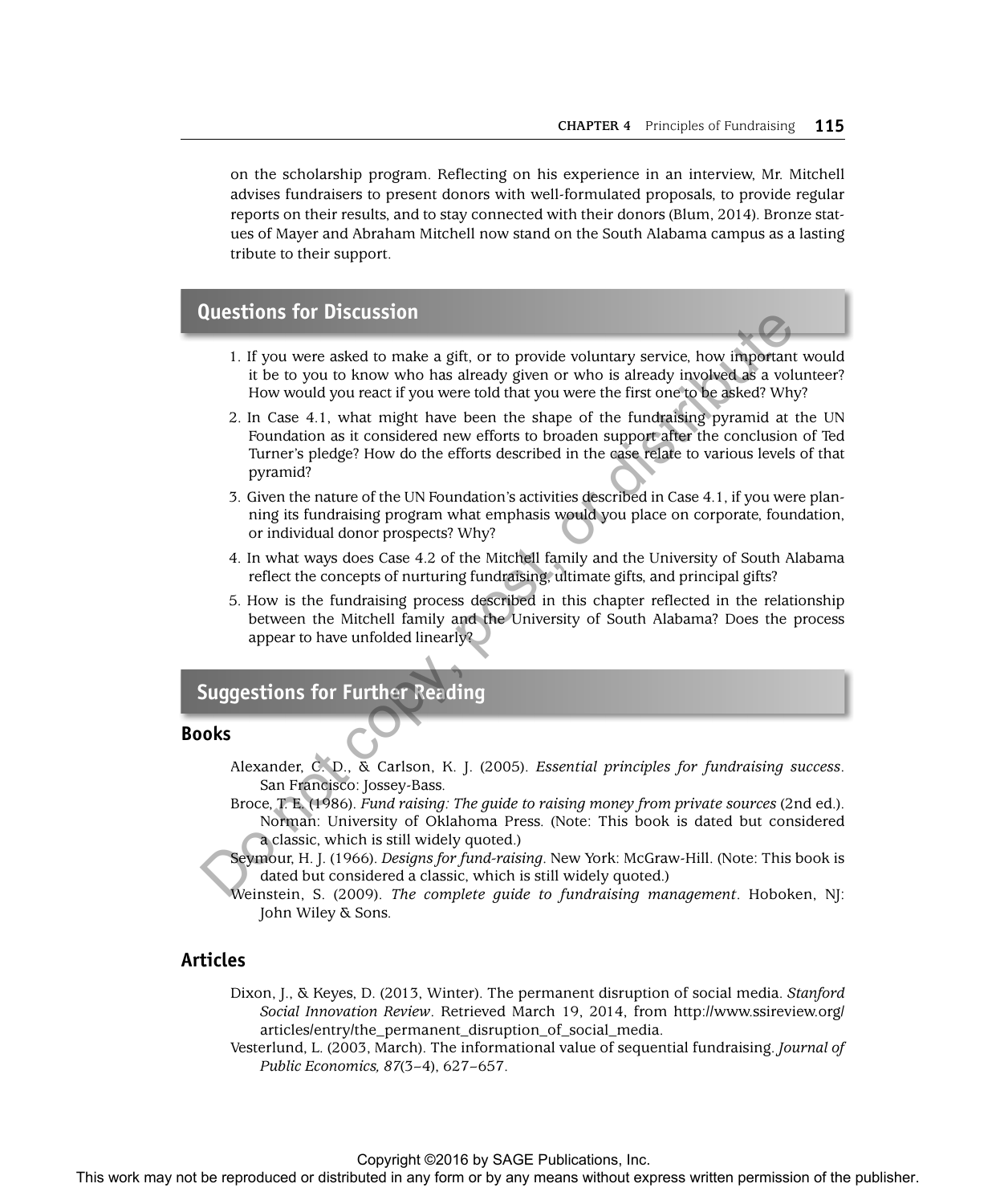on the scholarship program. Reflecting on his experience in an interview, Mr. Mitchell advises fundraisers to present donors with well-formulated proposals, to provide regular reports on their results, and to stay connected with their donors (Blum, 2014). Bronze statues of Mayer and Abraham Mitchell now stand on the South Alabama campus as a lasting tribute to their support.

## Questions for Discussion

1. If you were asked to make a gift, or to provide voluntary service, how important would it be to you to know who has already given or who is already involved as a volunteer? How would you react if you were told that you were the first one to be asked? Why?
2. In Case 4.1, what might have been the shape of the fundraising pyramid at the UN Foundation as it considered new efforts to broaden support after the conclusion of Ted Turner's pledge? How do the efforts described in the case relate to various levels of that pyramid?
3. Given the nature of the UN Foundation's activities described in Case 4.1, if you were planning its fundraising program what emphasis would you place on corporate, foundation, or individual donor prospects? Why?
4. In what ways does Case 4.2 of the Mitchell family and the University of South Alabama reflect the concepts of nurturing fundraising, ultimate gifts, and principal gifts?
5. How is the fundraising process described in this chapter reflected in the relationship between the Mitchell family and the University of South Alabama? Does the process appear to have unfolded linearly?

## Suggestions for Further Reading

### Books

Alexander, C. D., & Carlson, K. J. (2005). *Essential principles for fundraising success*. San Francisco: Jossey-Bass.

Broce, T. E. (1986). *Fund raising: The guide to raising money from private sources* (2nd ed.). Norman: University of Oklahoma Press. (Note: This book is dated but considered a classic, which is still widely quoted.)

Seymour, H. J. (1966). *Designs for fund-raising*. New York: McGraw-Hill. (Note: This book is dated but considered a classic, which is still widely quoted.)

Weinstein, S. (2009). *The complete guide to fundraising management*. Hoboken, NJ: John Wiley & Sons.

### Articles

Dixon, J., & Keyes, D. (2013, Winter). The permanent disruption of social media. *Stanford Social Innovation Review*. Retrieved March 19, 2014, from http://www.ssireview.org/articles/entry/the_permanent_disruption_of_social_media.

Vesterlund, L. (2003, March). The informational value of sequential fundraising. *Journal of Public Economics, 87*(3–4), 627–657.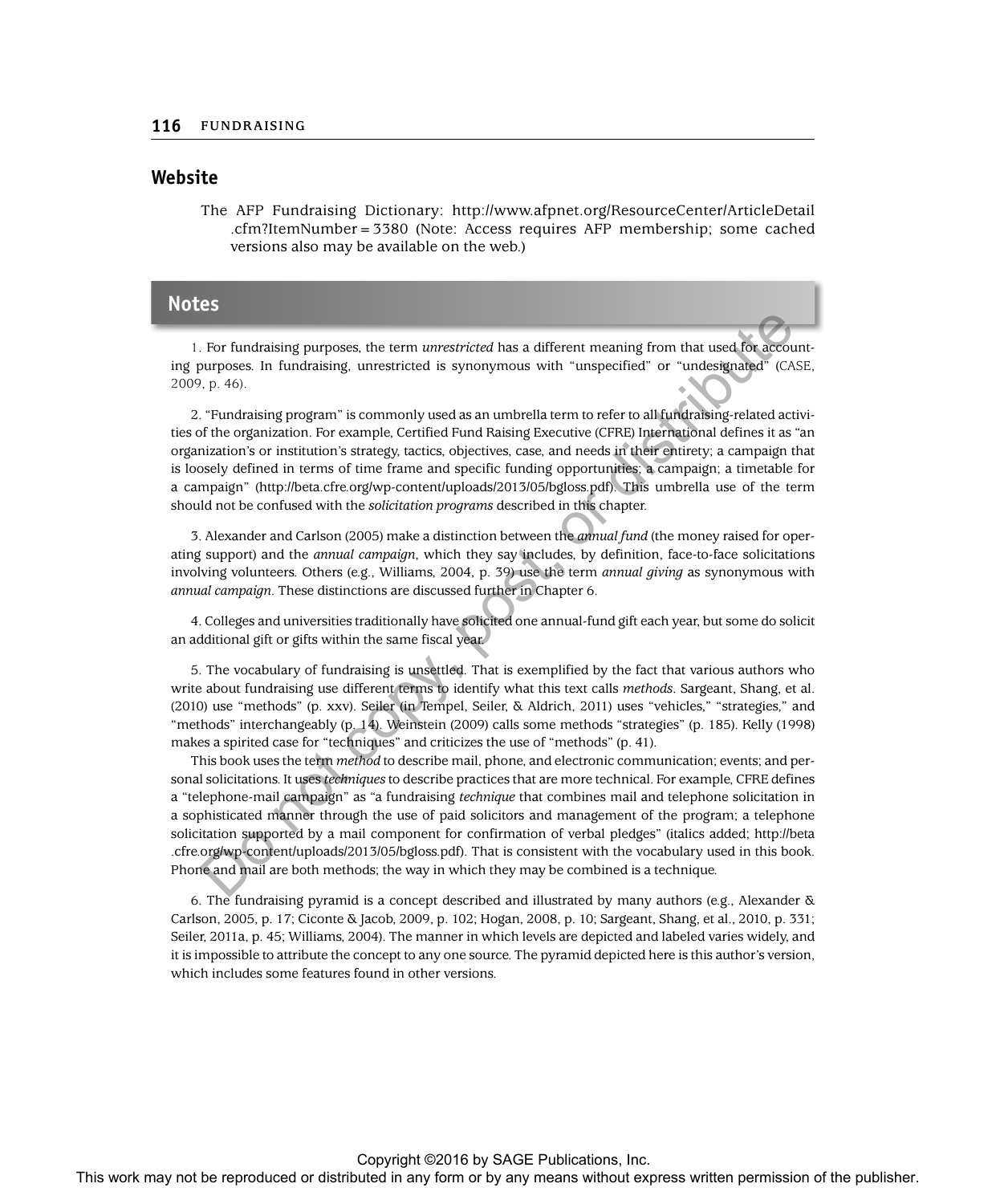## Website

The AFP Fundraising Dictionary: http://www.afpnet.org/ResourceCenter/ArticleDetail.cfm?ItemNumber=3380 (Note: Access requires AFP membership; some cached versions also may be available on the web.)

## Notes

1. For fundraising purposes, the term *unrestricted* has a different meaning from that used for accounting purposes. In fundraising, unrestricted is synonymous with "unspecified" or "undesignated" (CASE, 2009, p. 46).

2. "Fundraising program" is commonly used as an umbrella term to refer to all fundraising-related activities of the organization. For example, Certified Fund Raising Executive (CFRE) International defines it as "an organization's or institution's strategy, tactics, objectives, case, and needs in their entirety; a campaign that is loosely defined in terms of time frame and specific funding opportunities; a campaign; a timetable for a campaign" (http://beta.cfre.org/wp-content/uploads/2013/05/bgloss.pdf). This umbrella use of the term should not be confused with the *solicitation programs* described in this chapter.

3. Alexander and Carlson (2005) make a distinction between the *annual fund* (the money raised for operating support) and the *annual campaign*, which they say includes, by definition, face-to-face solicitations involving volunteers. Others (e.g., Williams, 2004, p. 39) use the term *annual giving* as synonymous with *annual campaign*. These distinctions are discussed further in Chapter 6.

4. Colleges and universities traditionally have solicited one annual-fund gift each year, but some do solicit an additional gift or gifts within the same fiscal year.

5. The vocabulary of fundraising is unsettled. That is exemplified by the fact that various authors who write about fundraising use different terms to identify what this text calls *methods*. Sargeant, Shang, et al. (2010) use "methods" (p. xxv). Seiler (in Tempel, Seiler, & Aldrich, 2011) uses "vehicles," "strategies," and "methods" interchangeably (p. 14). Weinstein (2009) calls some methods "strategies" (p. 185). Kelly (1998) makes a spirited case for "techniques" and criticizes the use of "methods" (p. 41).

This book uses the term *method* to describe mail, phone, and electronic communication; events; and personal solicitations. It uses *techniques* to describe practices that are more technical. For example, CFRE defines a "telephone-mail campaign" as "a fundraising *technique* that combines mail and telephone solicitation in a sophisticated manner through the use of paid solicitors and management of the program; a telephone solicitation supported by a mail component for confirmation of verbal pledges" (italics added; http://beta.cfre.org/wp-content/uploads/2013/05/bgloss.pdf). That is consistent with the vocabulary used in this book. Phone and mail are both methods; the way in which they may be combined is a technique.

6. The fundraising pyramid is a concept described and illustrated by many authors (e.g., Alexander & Carlson, 2005, p. 17; Ciconte & Jacob, 2009, p. 102; Hogan, 2008, p. 10; Sargeant, Shang, et al., 2010, p. 331; Seiler, 2011a, p. 45; Williams, 2004). The manner in which levels are depicted and labeled varies widely, and it is impossible to attribute the concept to any one source. The pyramid depicted here is this author's version, which includes some features found in other versions.